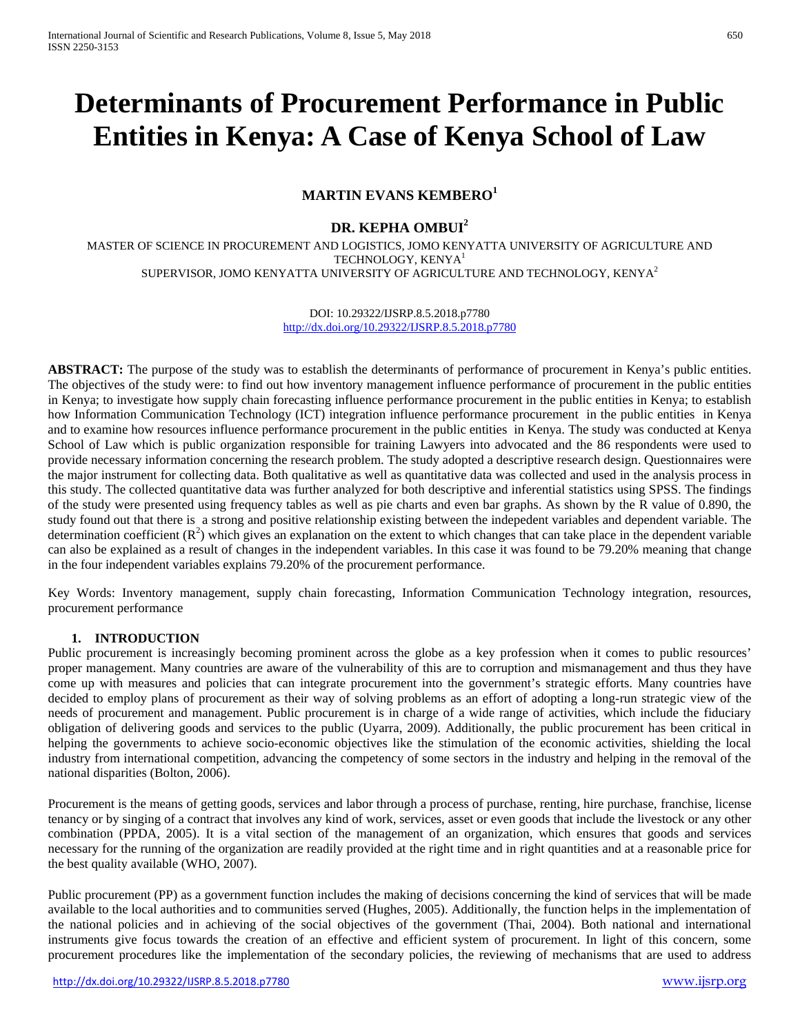# Determinants of Procurement Performance in Public Entities in Kenya: A Case of Kenya School of Law

**MARTIN EVANS KEMBERO[1]**

**DR. KEPHA OMBUI[2]**

MASTER OF SCIENCE IN PROCUREMENT AND LOGISTICS, JOMO KENYATTA UNIVERSITY OF AGRICULTURE AND TECHNOLOGY, KENYA[1]
SUPERVISOR, JOMO KENYATTA UNIVERSITY OF AGRICULTURE AND TECHNOLOGY, KENYA[2]

DOI: 10.29322/IJSRP.8.5.2018.p7780
http://dx.doi.org/10.29322/IJSRP.8.5.2018.p7780

**ABSTRACT:** The purpose of the study was to establish the determinants of performance of procurement in Kenya's public entities. The objectives of the study were: to find out how inventory management influence performance of procurement in the public entities in Kenya; to investigate how supply chain forecasting influence performance procurement in the public entities in Kenya; to establish how Information Communication Technology (ICT) integration influence performance procurement in the public entities in Kenya and to examine how resources influence performance procurement in the public entities in Kenya. The study was conducted at Kenya School of Law which is public organization responsible for training Lawyers into advocated and the 86 respondents were used to provide necessary information concerning the research problem. The study adopted a descriptive research design. Questionnaires were the major instrument for collecting data. Both qualitative as well as quantitative data was collected and used in the analysis process in this study. The collected quantitative data was further analyzed for both descriptive and inferential statistics using SPSS. The findings of the study were presented using frequency tables as well as pie charts and even bar graphs. As shown by the R value of 0.890, the study found out that there is a strong and positive relationship existing between the indepedent variables and dependent variable. The determination coefficient ($R^2$) which gives an explanation on the extent to which changes that can take place in the dependent variable can also be explained as a result of changes in the independent variables. In this case it was found to be 79.20% meaning that change in the four independent variables explains 79.20% of the procurement performance.

Key Words: Inventory management, supply chain forecasting, Information Communication Technology integration, resources, procurement performance

## 1. INTRODUCTION

Public procurement is increasingly becoming prominent across the globe as a key profession when it comes to public resources' proper management. Many countries are aware of the vulnerability of this are to corruption and mismanagement and thus they have come up with measures and policies that can integrate procurement into the government's strategic efforts. Many countries have decided to employ plans of procurement as their way of solving problems as an effort of adopting a long-run strategic view of the needs of procurement and management. Public procurement is in charge of a wide range of activities, which include the fiduciary obligation of delivering goods and services to the public (Uyarra, 2009). Additionally, the public procurement has been critical in helping the governments to achieve socio-economic objectives like the stimulation of the economic activities, shielding the local industry from international competition, advancing the competency of some sectors in the industry and helping in the removal of the national disparities (Bolton, 2006).

Procurement is the means of getting goods, services and labor through a process of purchase, renting, hire purchase, franchise, license tenancy or by singing of a contract that involves any kind of work, services, asset or even goods that include the livestock or any other combination (PPDA, 2005). It is a vital section of the management of an organization, which ensures that goods and services necessary for the running of the organization are readily provided at the right time and in right quantities and at a reasonable price for the best quality available (WHO, 2007).

Public procurement (PP) as a government function includes the making of decisions concerning the kind of services that will be made available to the local authorities and to communities served (Hughes, 2005). Additionally, the function helps in the implementation of the national policies and in achieving of the social objectives of the government (Thai, 2004). Both national and international instruments give focus towards the creation of an effective and efficient system of procurement. In light of this concern, some procurement procedures like the implementation of the secondary policies, the reviewing of mechanisms that are used to address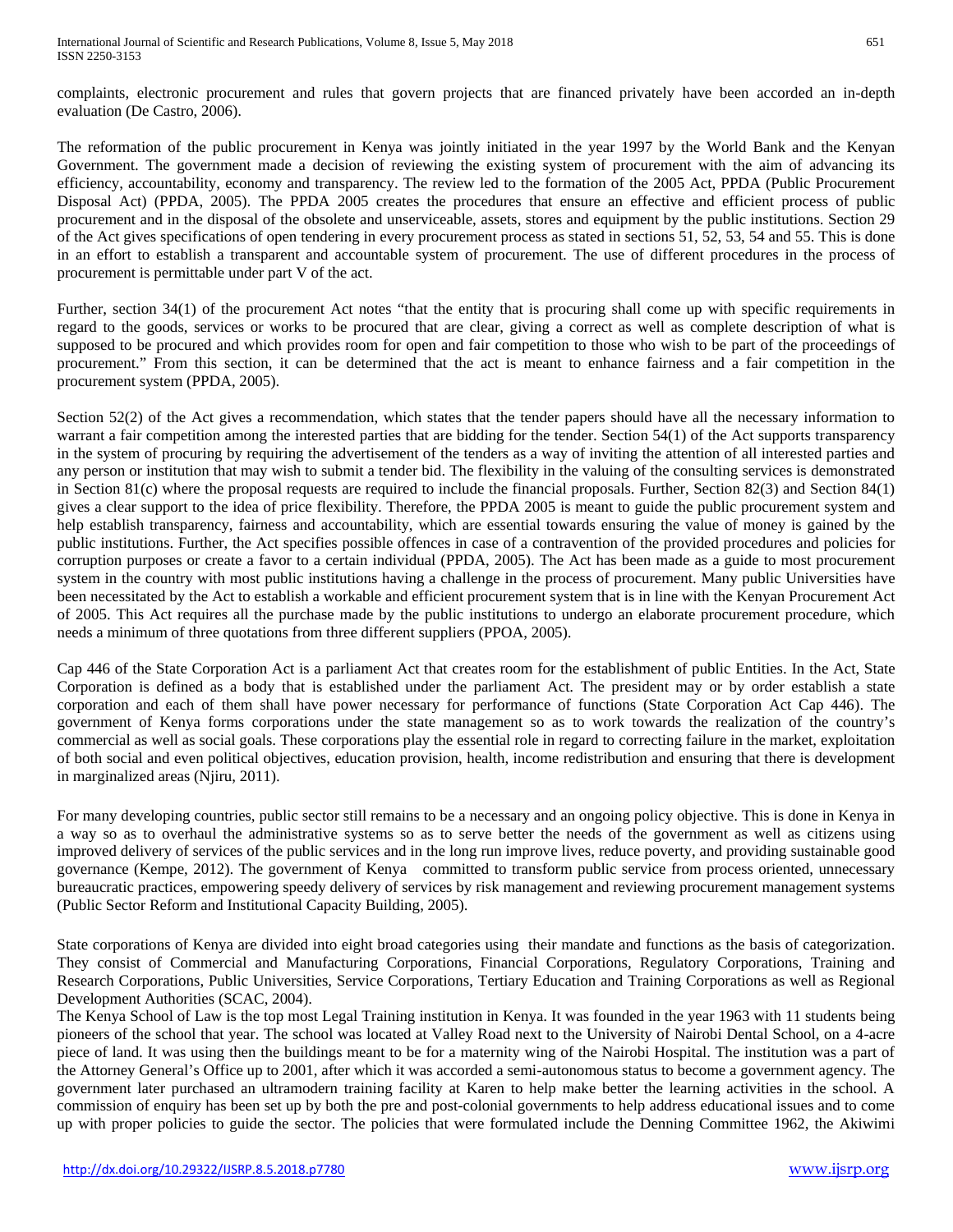complaints, electronic procurement and rules that govern projects that are financed privately have been accorded an in-depth evaluation (De Castro, 2006).

The reformation of the public procurement in Kenya was jointly initiated in the year 1997 by the World Bank and the Kenyan Government. The government made a decision of reviewing the existing system of procurement with the aim of advancing its efficiency, accountability, economy and transparency. The review led to the formation of the 2005 Act, PPDA (Public Procurement Disposal Act) (PPDA, 2005). The PPDA 2005 creates the procedures that ensure an effective and efficient process of public procurement and in the disposal of the obsolete and unserviceable, assets, stores and equipment by the public institutions. Section 29 of the Act gives specifications of open tendering in every procurement process as stated in sections 51, 52, 53, 54 and 55. This is done in an effort to establish a transparent and accountable system of procurement. The use of different procedures in the process of procurement is permittable under part V of the act.

Further, section 34(1) of the procurement Act notes "that the entity that is procuring shall come up with specific requirements in regard to the goods, services or works to be procured that are clear, giving a correct as well as complete description of what is supposed to be procured and which provides room for open and fair competition to those who wish to be part of the proceedings of procurement." From this section, it can be determined that the act is meant to enhance fairness and a fair competition in the procurement system (PPDA, 2005).

Section 52(2) of the Act gives a recommendation, which states that the tender papers should have all the necessary information to warrant a fair competition among the interested parties that are bidding for the tender. Section 54(1) of the Act supports transparency in the system of procuring by requiring the advertisement of the tenders as a way of inviting the attention of all interested parties and any person or institution that may wish to submit a tender bid. The flexibility in the valuing of the consulting services is demonstrated in Section 81(c) where the proposal requests are required to include the financial proposals. Further, Section 82(3) and Section 84(1) gives a clear support to the idea of price flexibility. Therefore, the PPDA 2005 is meant to guide the public procurement system and help establish transparency, fairness and accountability, which are essential towards ensuring the value of money is gained by the public institutions. Further, the Act specifies possible offences in case of a contravention of the provided procedures and policies for corruption purposes or create a favor to a certain individual (PPDA, 2005). The Act has been made as a guide to most procurement system in the country with most public institutions having a challenge in the process of procurement. Many public Universities have been necessitated by the Act to establish a workable and efficient procurement system that is in line with the Kenyan Procurement Act of 2005. This Act requires all the purchase made by the public institutions to undergo an elaborate procurement procedure, which needs a minimum of three quotations from three different suppliers (PPOA, 2005).

Cap 446 of the State Corporation Act is a parliament Act that creates room for the establishment of public Entities. In the Act, State Corporation is defined as a body that is established under the parliament Act. The president may or by order establish a state corporation and each of them shall have power necessary for performance of functions (State Corporation Act Cap 446). The government of Kenya forms corporations under the state management so as to work towards the realization of the country's commercial as well as social goals. These corporations play the essential role in regard to correcting failure in the market, exploitation of both social and even political objectives, education provision, health, income redistribution and ensuring that there is development in marginalized areas (Njiru, 2011).

For many developing countries, public sector still remains to be a necessary and an ongoing policy objective. This is done in Kenya in a way so as to overhaul the administrative systems so as to serve better the needs of the government as well as citizens using improved delivery of services of the public services and in the long run improve lives, reduce poverty, and providing sustainable good governance (Kempe, 2012). The government of Kenya committed to transform public service from process oriented, unnecessary bureaucratic practices, empowering speedy delivery of services by risk management and reviewing procurement management systems (Public Sector Reform and Institutional Capacity Building, 2005).

State corporations of Kenya are divided into eight broad categories using their mandate and functions as the basis of categorization. They consist of Commercial and Manufacturing Corporations, Financial Corporations, Regulatory Corporations, Training and Research Corporations, Public Universities, Service Corporations, Tertiary Education and Training Corporations as well as Regional Development Authorities (SCAC, 2004).

The Kenya School of Law is the top most Legal Training institution in Kenya. It was founded in the year 1963 with 11 students being pioneers of the school that year. The school was located at Valley Road next to the University of Nairobi Dental School, on a 4-acre piece of land. It was using then the buildings meant to be for a maternity wing of the Nairobi Hospital. The institution was a part of the Attorney General's Office up to 2001, after which it was accorded a semi-autonomous status to become a government agency. The government later purchased an ultramodern training facility at Karen to help make better the learning activities in the school. A commission of enquiry has been set up by both the pre and post-colonial governments to help address educational issues and to come up with proper policies to guide the sector. The policies that were formulated include the Denning Committee 1962, the Akiwimi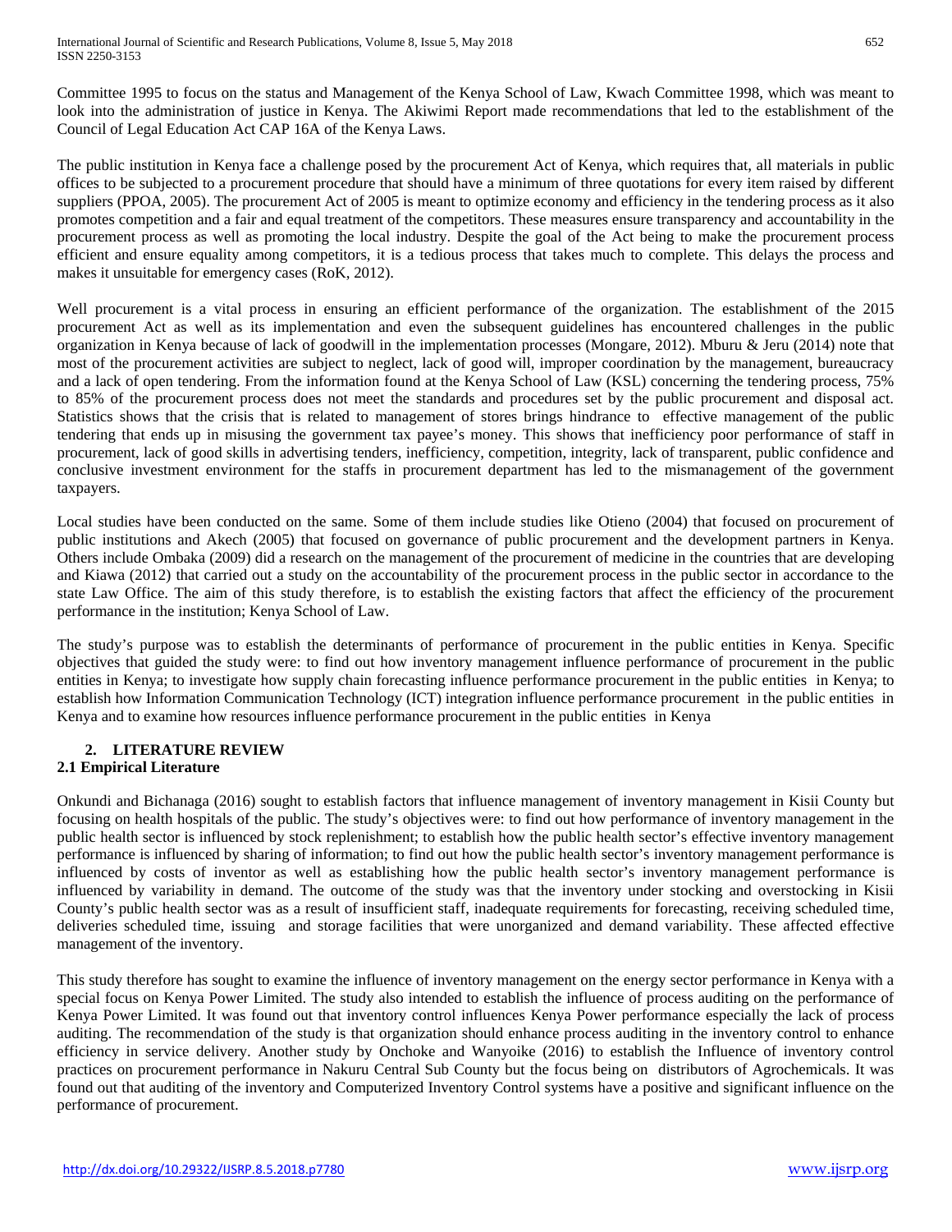Committee 1995 to focus on the status and Management of the Kenya School of Law, Kwach Committee 1998, which was meant to look into the administration of justice in Kenya. The Akiwimi Report made recommendations that led to the establishment of the Council of Legal Education Act CAP 16A of the Kenya Laws.

The public institution in Kenya face a challenge posed by the procurement Act of Kenya, which requires that, all materials in public offices to be subjected to a procurement procedure that should have a minimum of three quotations for every item raised by different suppliers (PPOA, 2005). The procurement Act of 2005 is meant to optimize economy and efficiency in the tendering process as it also promotes competition and a fair and equal treatment of the competitors. These measures ensure transparency and accountability in the procurement process as well as promoting the local industry. Despite the goal of the Act being to make the procurement process efficient and ensure equality among competitors, it is a tedious process that takes much to complete. This delays the process and makes it unsuitable for emergency cases (RoK, 2012).

Well procurement is a vital process in ensuring an efficient performance of the organization. The establishment of the 2015 procurement Act as well as its implementation and even the subsequent guidelines has encountered challenges in the public organization in Kenya because of lack of goodwill in the implementation processes (Mongare, 2012). Mburu & Jeru (2014) note that most of the procurement activities are subject to neglect, lack of good will, improper coordination by the management, bureaucracy and a lack of open tendering. From the information found at the Kenya School of Law (KSL) concerning the tendering process, 75% to 85% of the procurement process does not meet the standards and procedures set by the public procurement and disposal act. Statistics shows that the crisis that is related to management of stores brings hindrance to effective management of the public tendering that ends up in misusing the government tax payee's money. This shows that inefficiency poor performance of staff in procurement, lack of good skills in advertising tenders, inefficiency, competition, integrity, lack of transparent, public confidence and conclusive investment environment for the staffs in procurement department has led to the mismanagement of the government taxpayers.

Local studies have been conducted on the same. Some of them include studies like Otieno (2004) that focused on procurement of public institutions and Akech (2005) that focused on governance of public procurement and the development partners in Kenya. Others include Ombaka (2009) did a research on the management of the procurement of medicine in the countries that are developing and Kiawa (2012) that carried out a study on the accountability of the procurement process in the public sector in accordance to the state Law Office. The aim of this study therefore, is to establish the existing factors that affect the efficiency of the procurement performance in the institution; Kenya School of Law.

The study's purpose was to establish the determinants of performance of procurement in the public entities in Kenya. Specific objectives that guided the study were: to find out how inventory management influence performance of procurement in the public entities in Kenya; to investigate how supply chain forecasting influence performance procurement in the public entities in Kenya; to establish how Information Communication Technology (ICT) integration influence performance procurement in the public entities in Kenya and to examine how resources influence performance procurement in the public entities in Kenya

## 2. LITERATURE REVIEW

### 2.1 Empirical Literature

Onkundi and Bichanaga (2016) sought to establish factors that influence management of inventory management in Kisii County but focusing on health hospitals of the public. The study's objectives were: to find out how performance of inventory management in the public health sector is influenced by stock replenishment; to establish how the public health sector's effective inventory management performance is influenced by sharing of information; to find out how the public health sector's inventory management performance is influenced by costs of inventor as well as establishing how the public health sector's inventory management performance is influenced by variability in demand. The outcome of the study was that the inventory under stocking and overstocking in Kisii County's public health sector was as a result of insufficient staff, inadequate requirements for forecasting, receiving scheduled time, deliveries scheduled time, issuing and storage facilities that were unorganized and demand variability. These affected effective management of the inventory.

This study therefore has sought to examine the influence of inventory management on the energy sector performance in Kenya with a special focus on Kenya Power Limited. The study also intended to establish the influence of process auditing on the performance of Kenya Power Limited. It was found out that inventory control influences Kenya Power performance especially the lack of process auditing. The recommendation of the study is that organization should enhance process auditing in the inventory control to enhance efficiency in service delivery. Another study by Onchoke and Wanyoike (2016) to establish the Influence of inventory control practices on procurement performance in Nakuru Central Sub County but the focus being on distributors of Agrochemicals. It was found out that auditing of the inventory and Computerized Inventory Control systems have a positive and significant influence on the performance of procurement.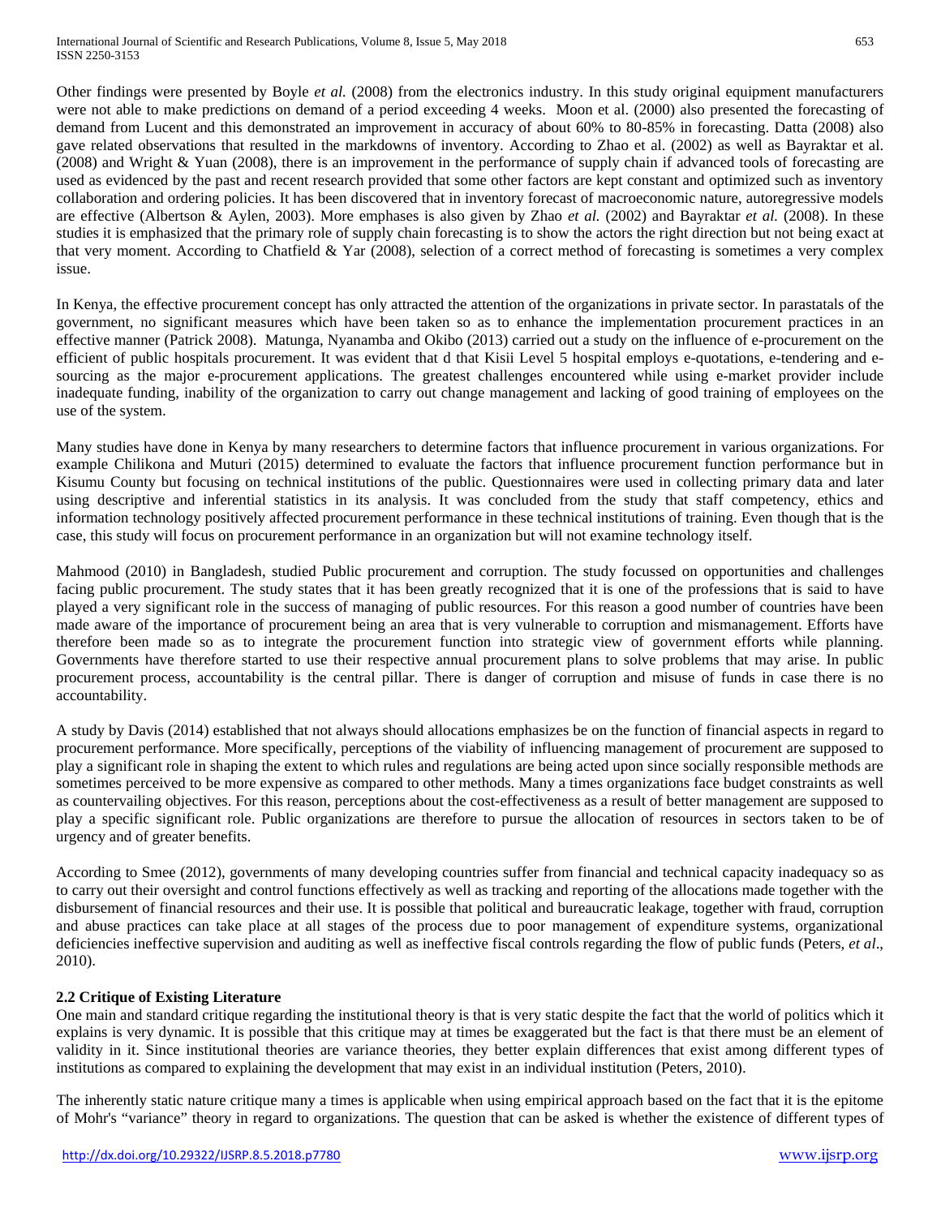Other findings were presented by Boyle *et al.* (2008) from the electronics industry. In this study original equipment manufacturers were not able to make predictions on demand of a period exceeding 4 weeks. Moon et al. (2000) also presented the forecasting of demand from Lucent and this demonstrated an improvement in accuracy of about 60% to 80-85% in forecasting. Datta (2008) also gave related observations that resulted in the markdowns of inventory. According to Zhao et al. (2002) as well as Bayraktar et al. (2008) and Wright & Yuan (2008), there is an improvement in the performance of supply chain if advanced tools of forecasting are used as evidenced by the past and recent research provided that some other factors are kept constant and optimized such as inventory collaboration and ordering policies. It has been discovered that in inventory forecast of macroeconomic nature, autoregressive models are effective (Albertson & Aylen, 2003). More emphases is also given by Zhao *et al.* (2002) and Bayraktar *et al.* (2008). In these studies it is emphasized that the primary role of supply chain forecasting is to show the actors the right direction but not being exact at that very moment. According to Chatfield & Yar (2008), selection of a correct method of forecasting is sometimes a very complex issue.

In Kenya, the effective procurement concept has only attracted the attention of the organizations in private sector. In parastatals of the government, no significant measures which have been taken so as to enhance the implementation procurement practices in an effective manner (Patrick 2008). Matunga, Nyanamba and Okibo (2013) carried out a study on the influence of e-procurement on the efficient of public hospitals procurement. It was evident that d that Kisii Level 5 hospital employs e-quotations, e-tendering and e-sourcing as the major e-procurement applications. The greatest challenges encountered while using e-market provider include inadequate funding, inability of the organization to carry out change management and lacking of good training of employees on the use of the system.

Many studies have done in Kenya by many researchers to determine factors that influence procurement in various organizations. For example Chilikona and Muturi (2015) determined to evaluate the factors that influence procurement function performance but in Kisumu County but focusing on technical institutions of the public. Questionnaires were used in collecting primary data and later using descriptive and inferential statistics in its analysis. It was concluded from the study that staff competency, ethics and information technology positively affected procurement performance in these technical institutions of training. Even though that is the case, this study will focus on procurement performance in an organization but will not examine technology itself.

Mahmood (2010) in Bangladesh, studied Public procurement and corruption. The study focussed on opportunities and challenges facing public procurement. The study states that it has been greatly recognized that it is one of the professions that is said to have played a very significant role in the success of managing of public resources. For this reason a good number of countries have been made aware of the importance of procurement being an area that is very vulnerable to corruption and mismanagement. Efforts have therefore been made so as to integrate the procurement function into strategic view of government efforts while planning. Governments have therefore started to use their respective annual procurement plans to solve problems that may arise. In public procurement process, accountability is the central pillar. There is danger of corruption and misuse of funds in case there is no accountability.

A study by Davis (2014) established that not always should allocations emphasizes be on the function of financial aspects in regard to procurement performance. More specifically, perceptions of the viability of influencing management of procurement are supposed to play a significant role in shaping the extent to which rules and regulations are being acted upon since socially responsible methods are sometimes perceived to be more expensive as compared to other methods. Many a times organizations face budget constraints as well as countervailing objectives. For this reason, perceptions about the cost-effectiveness as a result of better management are supposed to play a specific significant role. Public organizations are therefore to pursue the allocation of resources in sectors taken to be of urgency and of greater benefits.

According to Smee (2012), governments of many developing countries suffer from financial and technical capacity inadequacy so as to carry out their oversight and control functions effectively as well as tracking and reporting of the allocations made together with the disbursement of financial resources and their use. It is possible that political and bureaucratic leakage, together with fraud, corruption and abuse practices can take place at all stages of the process due to poor management of expenditure systems, organizational deficiencies ineffective supervision and auditing as well as ineffective fiscal controls regarding the flow of public funds (Peters, *et al*., 2010).

## 2.2 Critique of Existing Literature

One main and standard critique regarding the institutional theory is that is very static despite the fact that the world of politics which it explains is very dynamic. It is possible that this critique may at times be exaggerated but the fact is that there must be an element of validity in it. Since institutional theories are variance theories, they better explain differences that exist among different types of institutions as compared to explaining the development that may exist in an individual institution (Peters, 2010).

The inherently static nature critique many a times is applicable when using empirical approach based on the fact that it is the epitome of Mohr's "variance" theory in regard to organizations. The question that can be asked is whether the existence of different types of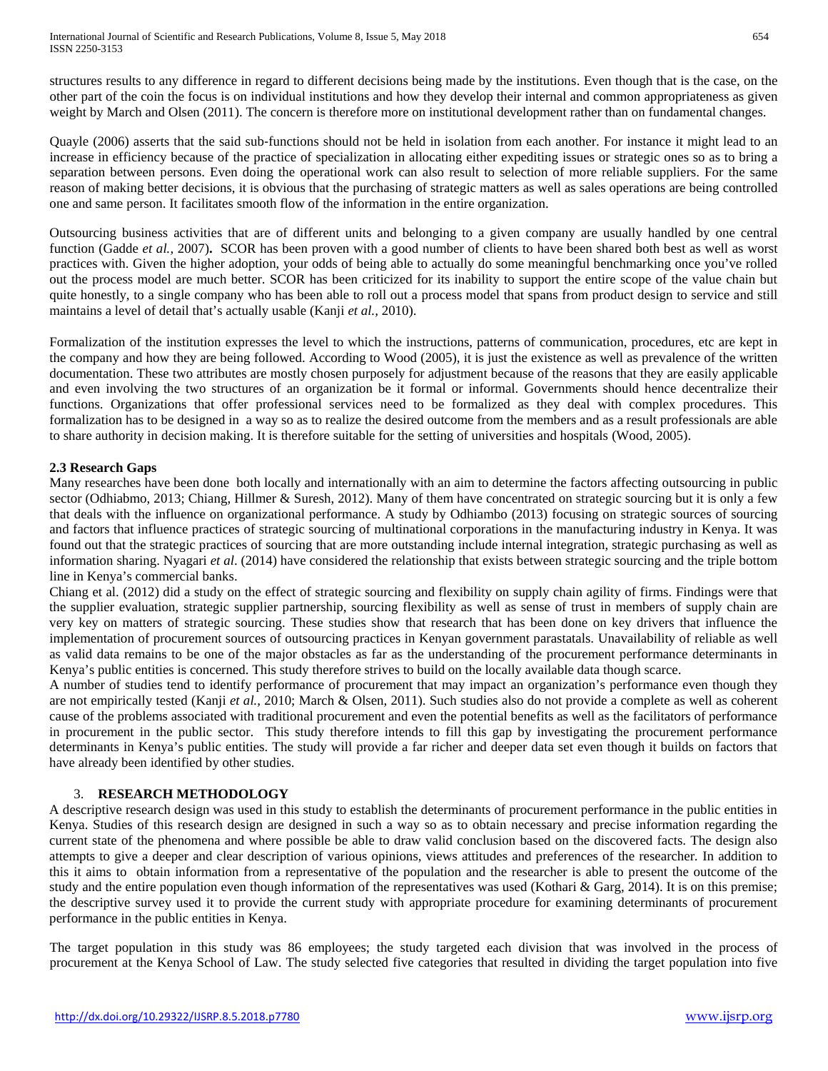structures results to any difference in regard to different decisions being made by the institutions. Even though that is the case, on the other part of the coin the focus is on individual institutions and how they develop their internal and common appropriateness as given weight by March and Olsen (2011). The concern is therefore more on institutional development rather than on fundamental changes.

Quayle (2006) asserts that the said sub-functions should not be held in isolation from each another. For instance it might lead to an increase in efficiency because of the practice of specialization in allocating either expediting issues or strategic ones so as to bring a separation between persons. Even doing the operational work can also result to selection of more reliable suppliers. For the same reason of making better decisions, it is obvious that the purchasing of strategic matters as well as sales operations are being controlled one and same person. It facilitates smooth flow of the information in the entire organization.

Outsourcing business activities that are of different units and belonging to a given company are usually handled by one central function (Gadde *et al.,* 2007)**.** SCOR has been proven with a good number of clients to have been shared both best as well as worst practices with. Given the higher adoption, your odds of being able to actually do some meaningful benchmarking once you've rolled out the process model are much better. SCOR has been criticized for its inability to support the entire scope of the value chain but quite honestly, to a single company who has been able to roll out a process model that spans from product design to service and still maintains a level of detail that's actually usable (Kanji *et al.,* 2010).

Formalization of the institution expresses the level to which the instructions, patterns of communication, procedures, etc are kept in the company and how they are being followed. According to Wood (2005), it is just the existence as well as prevalence of the written documentation. These two attributes are mostly chosen purposely for adjustment because of the reasons that they are easily applicable and even involving the two structures of an organization be it formal or informal. Governments should hence decentralize their functions. Organizations that offer professional services need to be formalized as they deal with complex procedures. This formalization has to be designed in a way so as to realize the desired outcome from the members and as a result professionals are able to share authority in decision making. It is therefore suitable for the setting of universities and hospitals (Wood, 2005).

### 2.3 Research Gaps

Many researches have been done both locally and internationally with an aim to determine the factors affecting outsourcing in public sector (Odhiabmo, 2013; Chiang, Hillmer & Suresh, 2012). Many of them have concentrated on strategic sourcing but it is only a few that deals with the influence on organizational performance. A study by Odhiambo (2013) focusing on strategic sources of sourcing and factors that influence practices of strategic sourcing of multinational corporations in the manufacturing industry in Kenya. It was found out that the strategic practices of sourcing that are more outstanding include internal integration, strategic purchasing as well as information sharing. Nyagari *et al*. (2014) have considered the relationship that exists between strategic sourcing and the triple bottom line in Kenya's commercial banks.

Chiang et al. (2012) did a study on the effect of strategic sourcing and flexibility on supply chain agility of firms. Findings were that the supplier evaluation, strategic supplier partnership, sourcing flexibility as well as sense of trust in members of supply chain are very key on matters of strategic sourcing. These studies show that research that has been done on key drivers that influence the implementation of procurement sources of outsourcing practices in Kenyan government parastatals. Unavailability of reliable as well as valid data remains to be one of the major obstacles as far as the understanding of the procurement performance determinants in Kenya's public entities is concerned. This study therefore strives to build on the locally available data though scarce.

A number of studies tend to identify performance of procurement that may impact an organization's performance even though they are not empirically tested (Kanji *et al.,* 2010; March & Olsen, 2011). Such studies also do not provide a complete as well as coherent cause of the problems associated with traditional procurement and even the potential benefits as well as the facilitators of performance in procurement in the public sector. This study therefore intends to fill this gap by investigating the procurement performance determinants in Kenya's public entities. The study will provide a far richer and deeper data set even though it builds on factors that have already been identified by other studies.

## 3. RESEARCH METHODOLOGY

A descriptive research design was used in this study to establish the determinants of procurement performance in the public entities in Kenya. Studies of this research design are designed in such a way so as to obtain necessary and precise information regarding the current state of the phenomena and where possible be able to draw valid conclusion based on the discovered facts. The design also attempts to give a deeper and clear description of various opinions, views attitudes and preferences of the researcher. In addition to this it aims to obtain information from a representative of the population and the researcher is able to present the outcome of the study and the entire population even though information of the representatives was used (Kothari & Garg, 2014). It is on this premise; the descriptive survey used it to provide the current study with appropriate procedure for examining determinants of procurement performance in the public entities in Kenya.

The target population in this study was 86 employees; the study targeted each division that was involved in the process of procurement at the Kenya School of Law. The study selected five categories that resulted in dividing the target population into five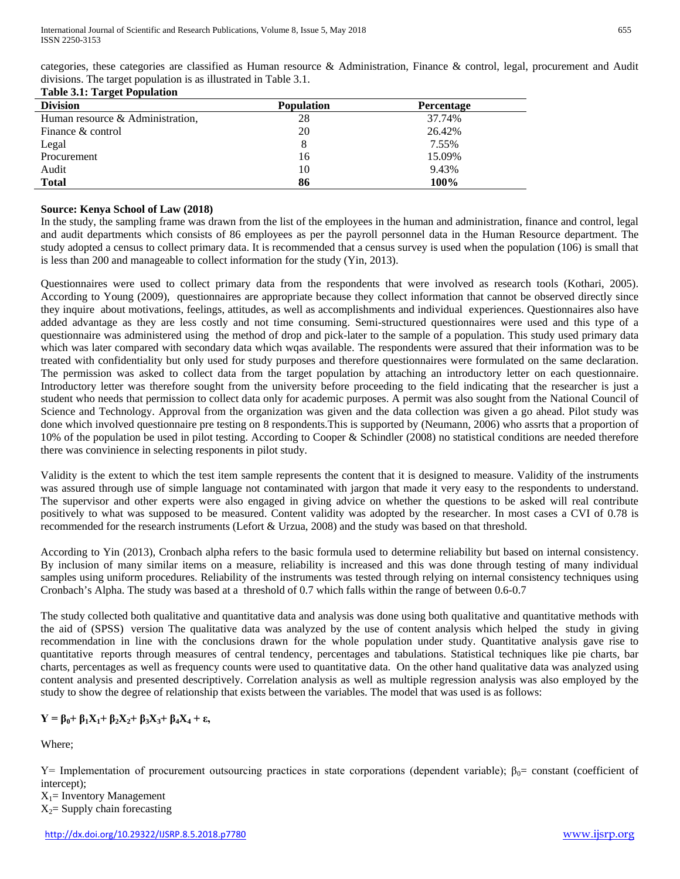categories, these categories are classified as Human resource & Administration, Finance & control, legal, procurement and Audit divisions. The target population is as illustrated in Table 3.1.

**Table 3.1: Target Population**

| Division | Population | Percentage |
|---|---|---|
| Human resource & Administration, | 28 | 37.74% |
| Finance & control | 20 | 26.42% |
| Legal | 8 | 7.55% |
| Procurement | 16 | 15.09% |
| Audit | 10 | 9.43% |
| **Total** | **86** | **100%** |

**Source: Kenya School of Law (2018)**

In the study, the sampling frame was drawn from the list of the employees in the human and administration, finance and control, legal and audit departments which consists of 86 employees as per the payroll personnel data in the Human Resource department. The study adopted a census to collect primary data. It is recommended that a census survey is used when the population (106) is small that is less than 200 and manageable to collect information for the study (Yin, 2013).

Questionnaires were used to collect primary data from the respondents that were involved as research tools (Kothari, 2005). According to Young (2009), questionnaires are appropriate because they collect information that cannot be observed directly since they inquire about motivations, feelings, attitudes, as well as accomplishments and individual experiences. Questionnaires also have added advantage as they are less costly and not time consuming. Semi-structured questionnaires were used and this type of a questionnaire was administered using the method of drop and pick-later to the sample of a population. This study used primary data which was later compared with secondary data which wqas available. The respondents were assured that their information was to be treated with confidentiality but only used for study purposes and therefore questionnaires were formulated on the same declaration. The permission was asked to collect data from the target population by attaching an introductory letter on each questionnaire. Introductory letter was therefore sought from the university before proceeding to the field indicating that the researcher is just a student who needs that permission to collect data only for academic purposes. A permit was also sought from the National Council of Science and Technology. Approval from the organization was given and the data collection was given a go ahead. Pilot study was done which involved questionnaire pre testing on 8 respondents.This is supported by (Neumann, 2006) who assrts that a proportion of 10% of the population be used in pilot testing. According to Cooper & Schindler (2008) no statistical conditions are needed therefore there was convinience in selecting responents in pilot study.

Validity is the extent to which the test item sample represents the content that it is designed to measure. Validity of the instruments was assured through use of simple language not contaminated with jargon that made it very easy to the respondents to understand. The supervisor and other experts were also engaged in giving advice on whether the questions to be asked will real contribute positively to what was supposed to be measured. Content validity was adopted by the researcher. In most cases a CVI of 0.78 is recommended for the research instruments (Lefort & Urzua, 2008) and the study was based on that threshold.

According to Yin (2013), Cronbach alpha refers to the basic formula used to determine reliability but based on internal consistency. By inclusion of many similar items on a measure, reliability is increased and this was done through testing of many individual samples using uniform procedures. Reliability of the instruments was tested through relying on internal consistency techniques using Cronbach's Alpha. The study was based at a threshold of 0.7 which falls within the range of between 0.6-0.7

The study collected both qualitative and quantitative data and analysis was done using both qualitative and quantitative methods with the aid of (SPSS) version The qualitative data was analyzed by the use of content analysis which helped the study in giving recommendation in line with the conclusions drawn for the whole population under study. Quantitative analysis gave rise to quantitative reports through measures of central tendency, percentages and tabulations. Statistical techniques like pie charts, bar charts, percentages as well as frequency counts were used to quantitative data. On the other hand qualitative data was analyzed using content analysis and presented descriptively. Correlation analysis as well as multiple regression analysis was also employed by the study to show the degree of relationship that exists between the variables. The model that was used is as follows:

$$Y = \beta_0 + \beta_1 X_1 + \beta_2 X_2 + \beta_3 X_3 + \beta_4 X_4 + \varepsilon,$$

Where;

Y= Implementation of procurement outsourcing practices in state corporations (dependent variable); $\beta_0$= constant (coefficient of intercept);

$X_1$= Inventory Management

$X_2$= Supply chain forecasting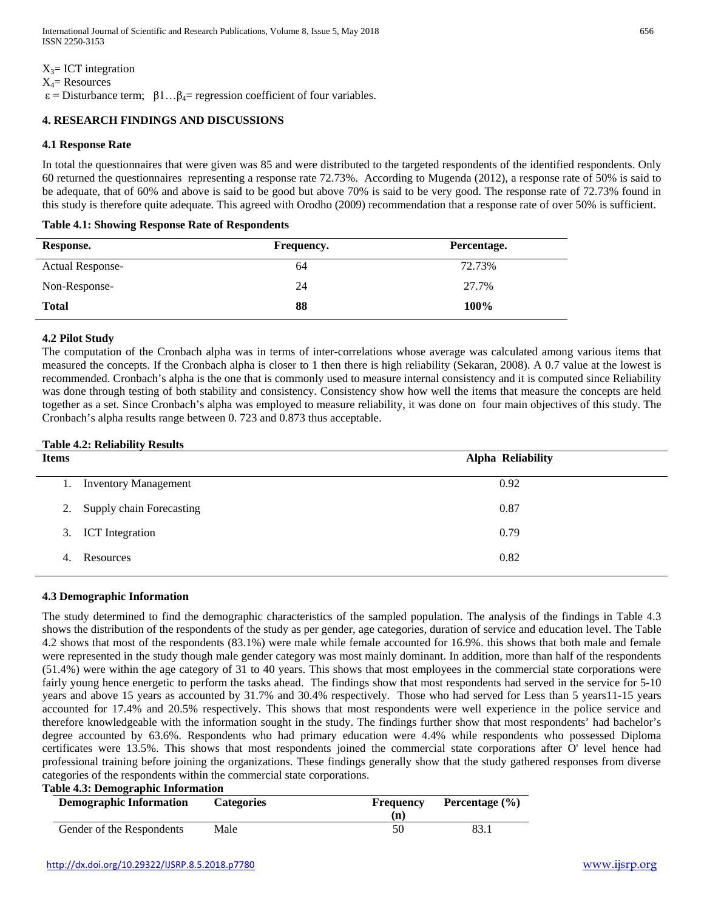$X_3$= ICT integration
$X_4$= Resources
$\varepsilon$ = Disturbance term; $\beta 1 \ldots \beta_4$= regression coefficient of four variables.

## 4. RESEARCH FINDINGS AND DISCUSSIONS

### 4.1 Response Rate

In total the questionnaires that were given was 85 and were distributed to the targeted respondents of the identified respondents. Only 60 returned the questionnaires representing a response rate 72.73%. According to Mugenda (2012), a response rate of 50% is said to be adequate, that of 60% and above is said to be good but above 70% is said to be very good. The response rate of 72.73% found in this study is therefore quite adequate. This agreed with Orodho (2009) recommendation that a response rate of over 50% is sufficient.

**Table 4.1: Showing Response Rate of Respondents**

| Response. | Frequency. | Percentage. |
|---|---|---|
| Actual Response- | 64 | 72.73% |
| Non-Response- | 24 | 27.7% |
| **Total** | **88** | **100%** |

### 4.2 Pilot Study

The computation of the Cronbach alpha was in terms of inter-correlations whose average was calculated among various items that measured the concepts. If the Cronbach alpha is closer to 1 then there is high reliability (Sekaran, 2008). A 0.7 value at the lowest is recommended. Cronbach's alpha is the one that is commonly used to measure internal consistency and it is computed since Reliability was done through testing of both stability and consistency. Consistency show how well the items that measure the concepts are held together as a set. Since Cronbach's alpha was employed to measure reliability, it was done on four main objectives of this study. The Cronbach's alpha results range between 0. 723 and 0.873 thus acceptable.

**Table 4.2: Reliability Results**

| Items | Alpha Reliability |
|---|---|
| 1. Inventory Management | 0.92 |
| 2. Supply chain Forecasting | 0.87 |
| 3. ICT Integration | 0.79 |
| 4. Resources | 0.82 |

### 4.3 Demographic Information

The study determined to find the demographic characteristics of the sampled population. The analysis of the findings in Table 4.3 shows the distribution of the respondents of the study as per gender, age categories, duration of service and education level. The Table 4.2 shows that most of the respondents (83.1%) were male while female accounted for 16.9%. this shows that both male and female were represented in the study though male gender category was most mainly dominant. In addition, more than half of the respondents (51.4%) were within the age category of 31 to 40 years. This shows that most employees in the commercial state corporations were fairly young hence energetic to perform the tasks ahead. The findings show that most respondents had served in the service for 5-10 years and above 15 years as accounted by 31.7% and 30.4% respectively. Those who had served for Less than 5 years11-15 years accounted for 17.4% and 20.5% respectively. This shows that most respondents were well experience in the police service and therefore knowledgeable with the information sought in the study. The findings further show that most respondents' had bachelor's degree accounted by 63.6%. Respondents who had primary education were 4.4% while respondents who possessed Diploma certificates were 13.5%. This shows that most respondents joined the commercial state corporations after O' level hence had professional training before joining the organizations. These findings generally show that the study gathered responses from diverse categories of the respondents within the commercial state corporations.

**Table 4.3: Demographic Information**

| Demographic Information | Categories | Frequency (n) | Percentage (%) |
|---|---|---|---|
| Gender of the Respondents | Male | 50 | 83.1 |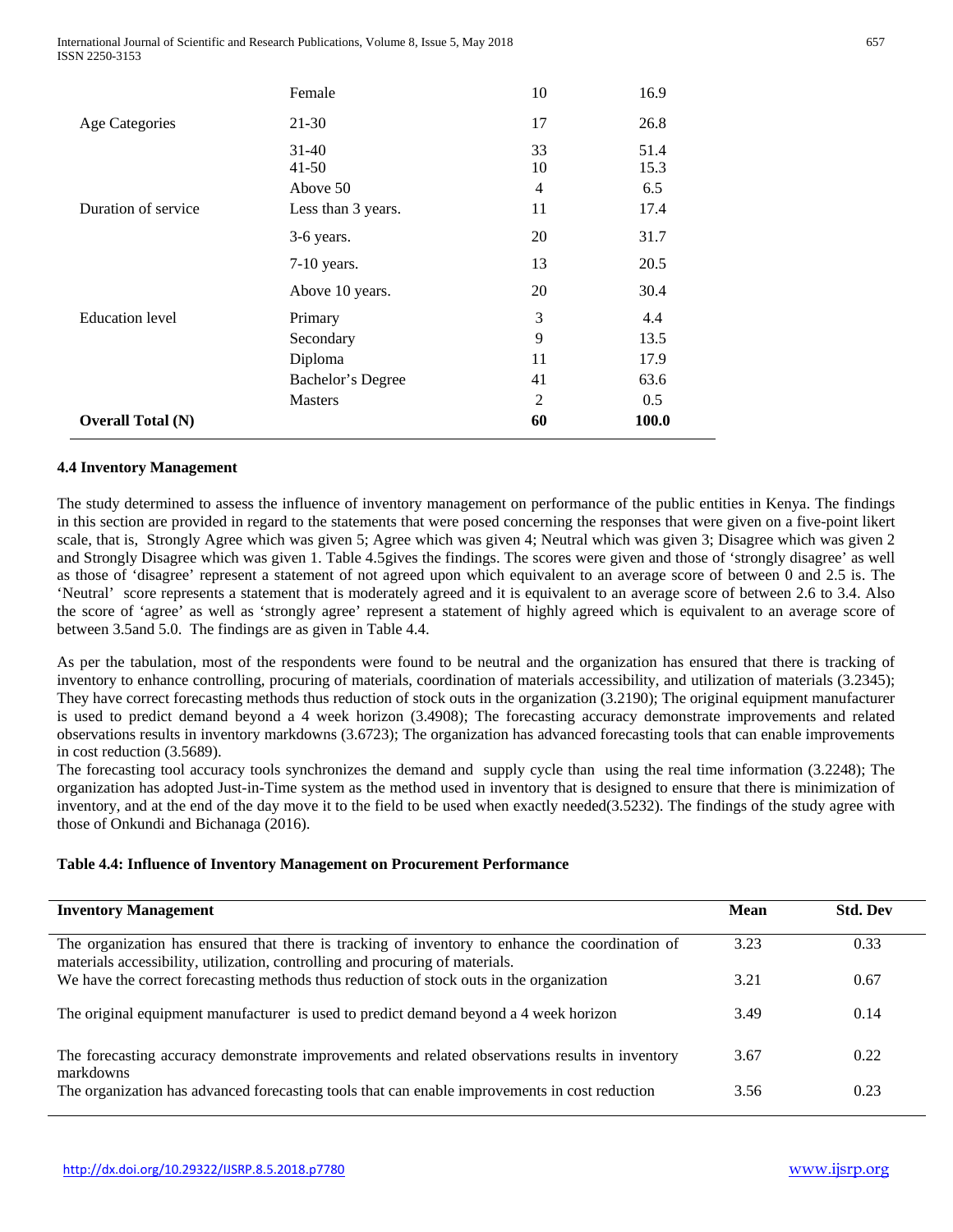| | Female | 10 | 16.9 |
|---|---|---|---|
| Age Categories | 21-30 | 17 | 26.8 |
| | 31-40 | 33 | 51.4 |
| | 41-50 | 10 | 15.3 |
| | Above 50 | 4 | 6.5 |
| Duration of service | Less than 3 years. | 11 | 17.4 |
| | 3-6 years. | 20 | 31.7 |
| | 7-10 years. | 13 | 20.5 |
| | Above 10 years. | 20 | 30.4 |
| Education level | Primary | 3 | 4.4 |
| | Secondary | 9 | 13.5 |
| | Diploma | 11 | 17.9 |
| | Bachelor's Degree | 41 | 63.6 |
| | Masters | 2 | 0.5 |
| **Overall Total (N)** | | **60** | **100.0** |

### 4.4 Inventory Management

The study determined to assess the influence of inventory management on performance of the public entities in Kenya. The findings in this section are provided in regard to the statements that were posed concerning the responses that were given on a five-point likert scale, that is, Strongly Agree which was given 5; Agree which was given 4; Neutral which was given 3; Disagree which was given 2 and Strongly Disagree which was given 1. Table 4.5gives the findings. The scores were given and those of 'strongly disagree' as well as those of 'disagree' represent a statement of not agreed upon which equivalent to an average score of between 0 and 2.5 is. The 'Neutral' score represents a statement that is moderately agreed and it is equivalent to an average score of between 2.6 to 3.4. Also the score of 'agree' as well as 'strongly agree' represent a statement of highly agreed which is equivalent to an average score of between 3.5and 5.0. The findings are as given in Table 4.4.

As per the tabulation, most of the respondents were found to be neutral and the organization has ensured that there is tracking of inventory to enhance controlling, procuring of materials, coordination of materials accessibility, and utilization of materials (3.2345); They have correct forecasting methods thus reduction of stock outs in the organization (3.2190); The original equipment manufacturer is used to predict demand beyond a 4 week horizon (3.4908); The forecasting accuracy demonstrate improvements and related observations results in inventory markdowns (3.6723); The organization has advanced forecasting tools that can enable improvements in cost reduction (3.5689).

The forecasting tool accuracy tools synchronizes the demand and supply cycle than using the real time information (3.2248); The organization has adopted Just-in-Time system as the method used in inventory that is designed to ensure that there is minimization of inventory, and at the end of the day move it to the field to be used when exactly needed(3.5232). The findings of the study agree with those of Onkundi and Bichanaga (2016).

**Table 4.4: Influence of Inventory Management on Procurement Performance**

| Inventory Management | Mean | Std. Dev |
|---|---|---|
| The organization has ensured that there is tracking of inventory to enhance the coordination of materials accessibility, utilization, controlling and procuring of materials. | 3.23 | 0.33 |
| We have the correct forecasting methods thus reduction of stock outs in the organization | 3.21 | 0.67 |
| The original equipment manufacturer is used to predict demand beyond a 4 week horizon | 3.49 | 0.14 |
| The forecasting accuracy demonstrate improvements and related observations results in inventory markdowns | 3.67 | 0.22 |
| The organization has advanced forecasting tools that can enable improvements in cost reduction | 3.56 | 0.23 |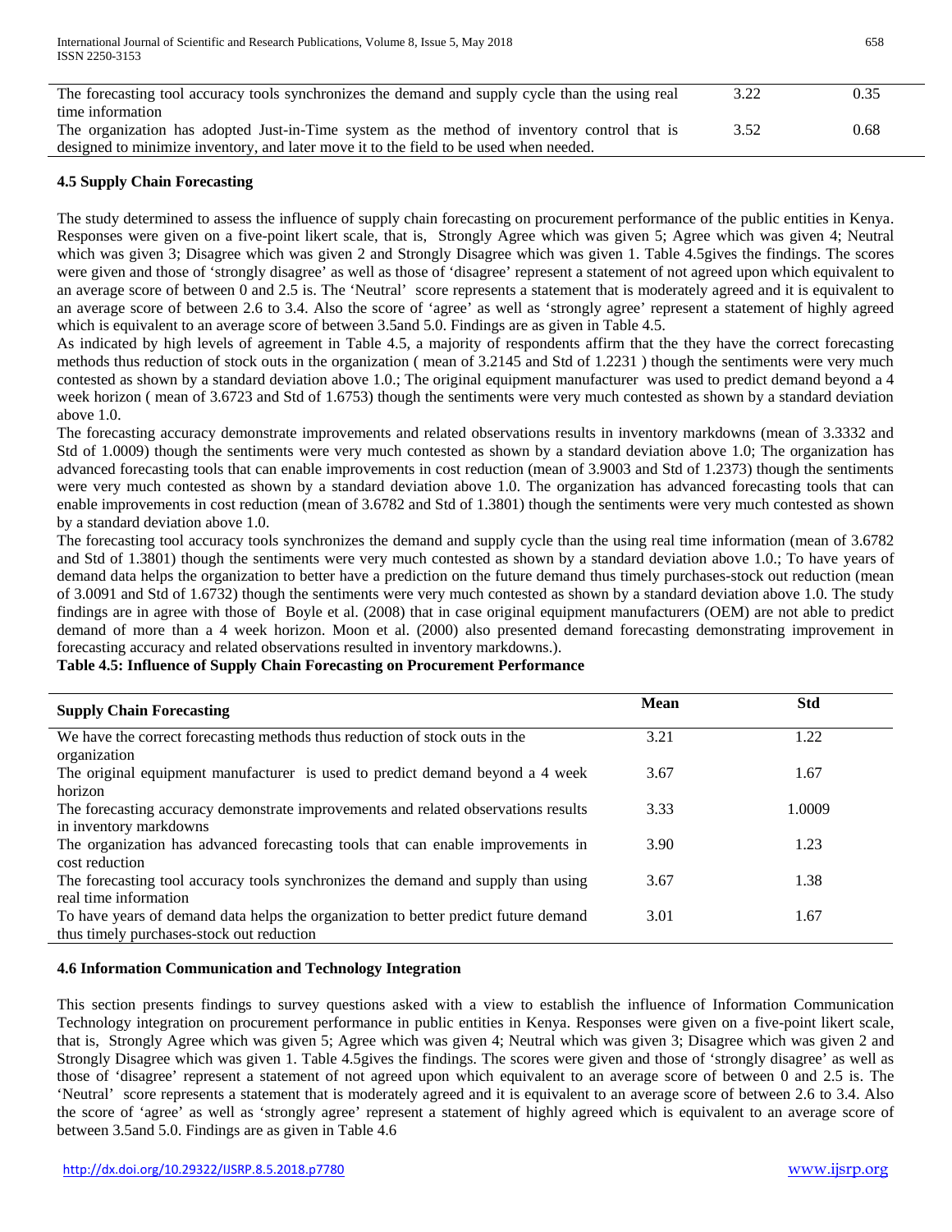| | | |
|---|---|---|
| The forecasting tool accuracy tools synchronizes the demand and supply cycle than the using real time information | 3.22 | 0.35 |
| The organization has adopted Just-in-Time system as the method of inventory control that is designed to minimize inventory, and later move it to the field to be used when needed. | 3.52 | 0.68 |

### 4.5 Supply Chain Forecasting

The study determined to assess the influence of supply chain forecasting on procurement performance of the public entities in Kenya. Responses were given on a five-point likert scale, that is, Strongly Agree which was given 5; Agree which was given 4; Neutral which was given 3; Disagree which was given 2 and Strongly Disagree which was given 1. Table 4.5gives the findings. The scores were given and those of 'strongly disagree' as well as those of 'disagree' represent a statement of not agreed upon which equivalent to an average score of between 0 and 2.5 is. The 'Neutral' score represents a statement that is moderately agreed and it is equivalent to an average score of between 2.6 to 3.4. Also the score of 'agree' as well as 'strongly agree' represent a statement of highly agreed which is equivalent to an average score of between 3.5and 5.0. Findings are as given in Table 4.5.

As indicated by high levels of agreement in Table 4.5, a majority of respondents affirm that the they have the correct forecasting methods thus reduction of stock outs in the organization ( mean of 3.2145 and Std of 1.2231 ) though the sentiments were very much contested as shown by a standard deviation above 1.0.; The original equipment manufacturer was used to predict demand beyond a 4 week horizon ( mean of 3.6723 and Std of 1.6753) though the sentiments were very much contested as shown by a standard deviation above 1.0.

The forecasting accuracy demonstrate improvements and related observations results in inventory markdowns (mean of 3.3332 and Std of 1.0009) though the sentiments were very much contested as shown by a standard deviation above 1.0; The organization has advanced forecasting tools that can enable improvements in cost reduction (mean of 3.9003 and Std of 1.2373) though the sentiments were very much contested as shown by a standard deviation above 1.0. The organization has advanced forecasting tools that can enable improvements in cost reduction (mean of 3.6782 and Std of 1.3801) though the sentiments were very much contested as shown by a standard deviation above 1.0.

The forecasting tool accuracy tools synchronizes the demand and supply cycle than the using real time information (mean of 3.6782 and Std of 1.3801) though the sentiments were very much contested as shown by a standard deviation above 1.0.; To have years of demand data helps the organization to better have a prediction on the future demand thus timely purchases-stock out reduction (mean of 3.0091 and Std of 1.6732) though the sentiments were very much contested as shown by a standard deviation above 1.0. The study findings are in agree with those of Boyle et al. (2008) that in case original equipment manufacturers (OEM) are not able to predict demand of more than a 4 week horizon. Moon et al. (2000) also presented demand forecasting demonstrating improvement in forecasting accuracy and related observations resulted in inventory markdowns.).

**Table 4.5: Influence of Supply Chain Forecasting on Procurement Performance**

| Supply Chain Forecasting | Mean | Std |
|---|---|---|
| We have the correct forecasting methods thus reduction of stock outs in the organization | 3.21 | 1.22 |
| The original equipment manufacturer is used to predict demand beyond a 4 week horizon | 3.67 | 1.67 |
| The forecasting accuracy demonstrate improvements and related observations results in inventory markdowns | 3.33 | 1.0009 |
| The organization has advanced forecasting tools that can enable improvements in cost reduction | 3.90 | 1.23 |
| The forecasting tool accuracy tools synchronizes the demand and supply than using real time information | 3.67 | 1.38 |
| To have years of demand data helps the organization to better predict future demand thus timely purchases-stock out reduction | 3.01 | 1.67 |

### 4.6 Information Communication and Technology Integration

This section presents findings to survey questions asked with a view to establish the influence of Information Communication Technology integration on procurement performance in public entities in Kenya. Responses were given on a five-point likert scale, that is, Strongly Agree which was given 5; Agree which was given 4; Neutral which was given 3; Disagree which was given 2 and Strongly Disagree which was given 1. Table 4.5gives the findings. The scores were given and those of 'strongly disagree' as well as those of 'disagree' represent a statement of not agreed upon which equivalent to an average score of between 0 and 2.5 is. The 'Neutral' score represents a statement that is moderately agreed and it is equivalent to an average score of between 2.6 to 3.4. Also the score of 'agree' as well as 'strongly agree' represent a statement of highly agreed which is equivalent to an average score of between 3.5and 5.0. Findings are as given in Table 4.6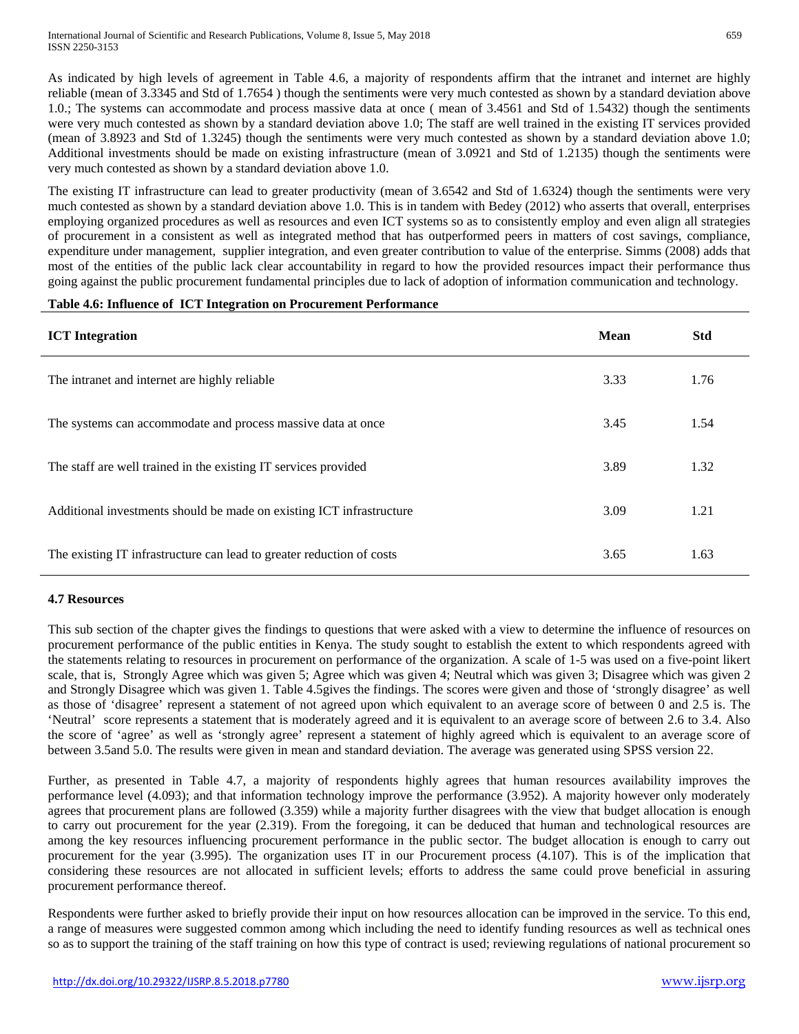As indicated by high levels of agreement in Table 4.6, a majority of respondents affirm that the intranet and internet are highly reliable (mean of 3.3345 and Std of 1.7654 ) though the sentiments were very much contested as shown by a standard deviation above 1.0.; The systems can accommodate and process massive data at once ( mean of 3.4561 and Std of 1.5432) though the sentiments were very much contested as shown by a standard deviation above 1.0; The staff are well trained in the existing IT services provided (mean of 3.8923 and Std of 1.3245) though the sentiments were very much contested as shown by a standard deviation above 1.0; Additional investments should be made on existing infrastructure (mean of 3.0921 and Std of 1.2135) though the sentiments were very much contested as shown by a standard deviation above 1.0.

The existing IT infrastructure can lead to greater productivity (mean of 3.6542 and Std of 1.6324) though the sentiments were very much contested as shown by a standard deviation above 1.0. This is in tandem with Bedey (2012) who asserts that overall, enterprises employing organized procedures as well as resources and even ICT systems so as to consistently employ and even align all strategies of procurement in a consistent as well as integrated method that has outperformed peers in matters of cost savings, compliance, expenditure under management, supplier integration, and even greater contribution to value of the enterprise. Simms (2008) adds that most of the entities of the public lack clear accountability in regard to how the provided resources impact their performance thus going against the public procurement fundamental principles due to lack of adoption of information communication and technology.

**Table 4.6: Influence of ICT Integration on Procurement Performance**

| ICT Integration | Mean | Std |
|---|---|---|
| The intranet and internet are highly reliable | 3.33 | 1.76 |
| The systems can accommodate and process massive data at once | 3.45 | 1.54 |
| The staff are well trained in the existing IT services provided | 3.89 | 1.32 |
| Additional investments should be made on existing ICT infrastructure | 3.09 | 1.21 |
| The existing IT infrastructure can lead to greater reduction of costs | 3.65 | 1.63 |

### 4.7 Resources

This sub section of the chapter gives the findings to questions that were asked with a view to determine the influence of resources on procurement performance of the public entities in Kenya. The study sought to establish the extent to which respondents agreed with the statements relating to resources in procurement on performance of the organization. A scale of 1-5 was used on a five-point likert scale, that is, Strongly Agree which was given 5; Agree which was given 4; Neutral which was given 3; Disagree which was given 2 and Strongly Disagree which was given 1. Table 4.5gives the findings. The scores were given and those of 'strongly disagree' as well as those of 'disagree' represent a statement of not agreed upon which equivalent to an average score of between 0 and 2.5 is. The 'Neutral' score represents a statement that is moderately agreed and it is equivalent to an average score of between 2.6 to 3.4. Also the score of 'agree' as well as 'strongly agree' represent a statement of highly agreed which is equivalent to an average score of between 3.5and 5.0. The results were given in mean and standard deviation. The average was generated using SPSS version 22.

Further, as presented in Table 4.7, a majority of respondents highly agrees that human resources availability improves the performance level (4.093); and that information technology improve the performance (3.952). A majority however only moderately agrees that procurement plans are followed (3.359) while a majority further disagrees with the view that budget allocation is enough to carry out procurement for the year (2.319). From the foregoing, it can be deduced that human and technological resources are among the key resources influencing procurement performance in the public sector. The budget allocation is enough to carry out procurement for the year (3.995). The organization uses IT in our Procurement process (4.107). This is of the implication that considering these resources are not allocated in sufficient levels; efforts to address the same could prove beneficial in assuring procurement performance thereof.

Respondents were further asked to briefly provide their input on how resources allocation can be improved in the service. To this end, a range of measures were suggested common among which including the need to identify funding resources as well as technical ones so as to support the training of the staff training on how this type of contract is used; reviewing regulations of national procurement so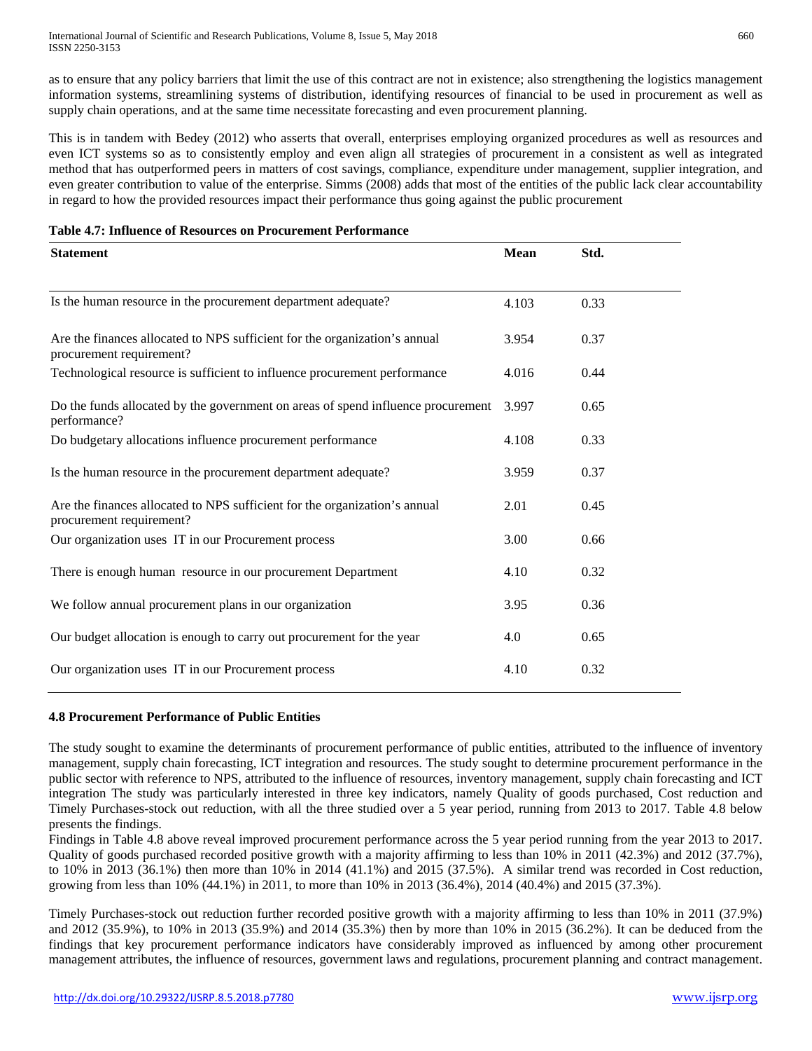as to ensure that any policy barriers that limit the use of this contract are not in existence; also strengthening the logistics management information systems, streamlining systems of distribution, identifying resources of financial to be used in procurement as well as supply chain operations, and at the same time necessitate forecasting and even procurement planning.

This is in tandem with Bedey (2012) who asserts that overall, enterprises employing organized procedures as well as resources and even ICT systems so as to consistently employ and even align all strategies of procurement in a consistent as well as integrated method that has outperformed peers in matters of cost savings, compliance, expenditure under management, supplier integration, and even greater contribution to value of the enterprise. Simms (2008) adds that most of the entities of the public lack clear accountability in regard to how the provided resources impact their performance thus going against the public procurement

**Table 4.7: Influence of Resources on Procurement Performance**

| Statement | Mean | Std. |
|---|---|---|
| Is the human resource in the procurement department adequate? | 4.103 | 0.33 |
| Are the finances allocated to NPS sufficient for the organization's annual procurement requirement? | 3.954 | 0.37 |
| Technological resource is sufficient to influence procurement performance | 4.016 | 0.44 |
| Do the funds allocated by the government on areas of spend influence procurement performance? | 3.997 | 0.65 |
| Do budgetary allocations influence procurement performance | 4.108 | 0.33 |
| Is the human resource in the procurement department adequate? | 3.959 | 0.37 |
| Are the finances allocated to NPS sufficient for the organization's annual procurement requirement? | 2.01 | 0.45 |
| Our organization uses IT in our Procurement process | 3.00 | 0.66 |
| There is enough human resource in our procurement Department | 4.10 | 0.32 |
| We follow annual procurement plans in our organization | 3.95 | 0.36 |
| Our budget allocation is enough to carry out procurement for the year | 4.0 | 0.65 |
| Our organization uses IT in our Procurement process | 4.10 | 0.32 |

### 4.8 Procurement Performance of Public Entities

The study sought to examine the determinants of procurement performance of public entities, attributed to the influence of inventory management, supply chain forecasting, ICT integration and resources. The study sought to determine procurement performance in the public sector with reference to NPS, attributed to the influence of resources, inventory management, supply chain forecasting and ICT integration The study was particularly interested in three key indicators, namely Quality of goods purchased, Cost reduction and Timely Purchases-stock out reduction, with all the three studied over a 5 year period, running from 2013 to 2017. Table 4.8 below presents the findings.

Findings in Table 4.8 above reveal improved procurement performance across the 5 year period running from the year 2013 to 2017. Quality of goods purchased recorded positive growth with a majority affirming to less than 10% in 2011 (42.3%) and 2012 (37.7%), to 10% in 2013 (36.1%) then more than 10% in 2014 (41.1%) and 2015 (37.5%). A similar trend was recorded in Cost reduction, growing from less than 10% (44.1%) in 2011, to more than 10% in 2013 (36.4%), 2014 (40.4%) and 2015 (37.3%).

Timely Purchases-stock out reduction further recorded positive growth with a majority affirming to less than 10% in 2011 (37.9%) and 2012 (35.9%), to 10% in 2013 (35.9%) and 2014 (35.3%) then by more than 10% in 2015 (36.2%). It can be deduced from the findings that key procurement performance indicators have considerably improved as influenced by among other procurement management attributes, the influence of resources, government laws and regulations, procurement planning and contract management.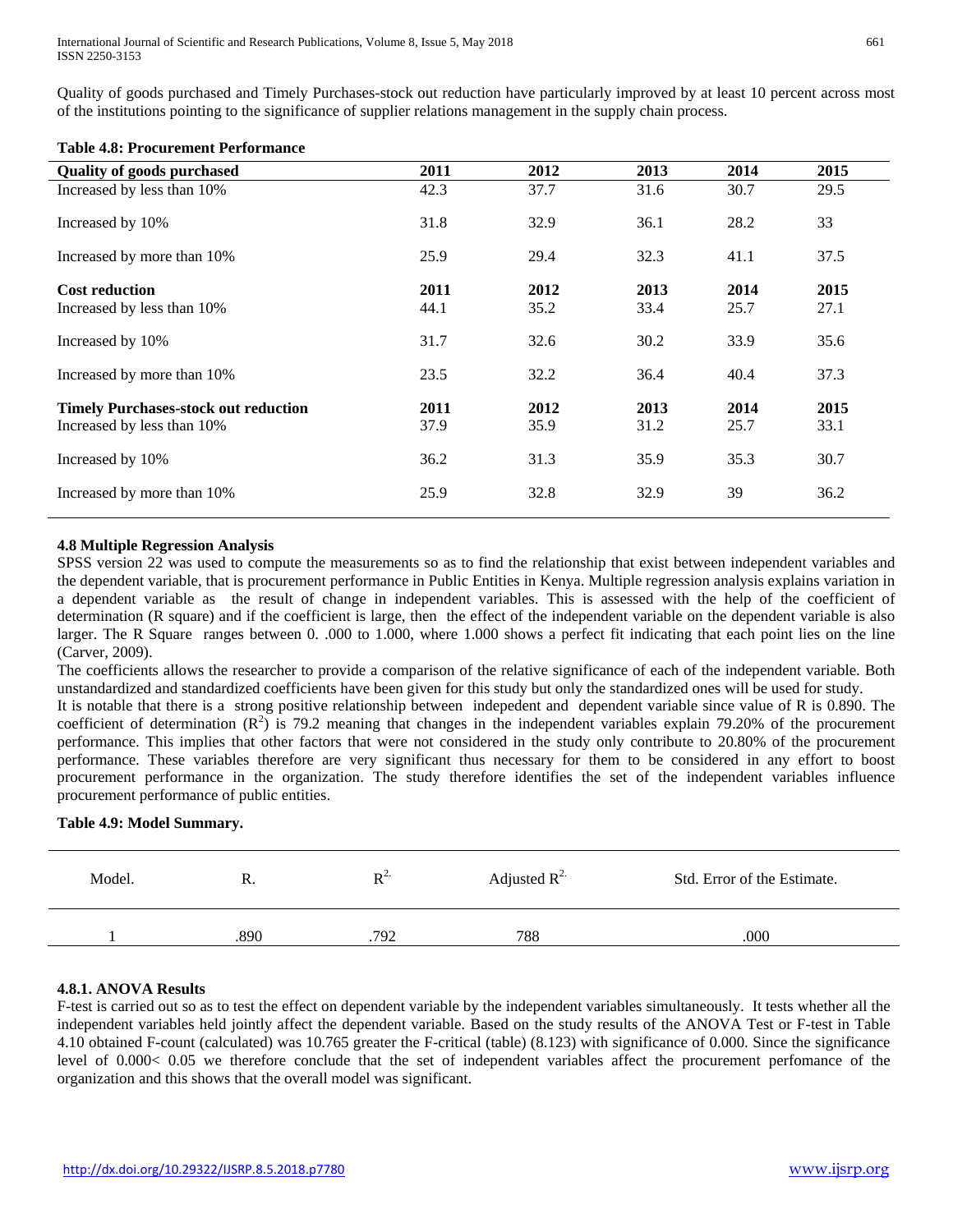Quality of goods purchased and Timely Purchases-stock out reduction have particularly improved by at least 10 percent across most of the institutions pointing to the significance of supplier relations management in the supply chain process.

**Table 4.8: Procurement Performance**

| **Quality of goods purchased** | **2011** | **2012** | **2013** | **2014** | **2015** |
|---|---|---|---|---|---|
| Increased by less than 10% | 42.3 | 37.7 | 31.6 | 30.7 | 29.5 |
| Increased by 10% | 31.8 | 32.9 | 36.1 | 28.2 | 33 |
| Increased by more than 10% | 25.9 | 29.4 | 32.3 | 41.1 | 37.5 |
| **Cost reduction** | **2011** | **2012** | **2013** | **2014** | **2015** |
| Increased by less than 10% | 44.1 | 35.2 | 33.4 | 25.7 | 27.1 |
| Increased by 10% | 31.7 | 32.6 | 30.2 | 33.9 | 35.6 |
| Increased by more than 10% | 23.5 | 32.2 | 36.4 | 40.4 | 37.3 |
| **Timely Purchases-stock out reduction** | **2011** | **2012** | **2013** | **2014** | **2015** |
| Increased by less than 10% | 37.9 | 35.9 | 31.2 | 25.7 | 33.1 |
| Increased by 10% | 36.2 | 31.3 | 35.9 | 35.3 | 30.7 |
| Increased by more than 10% | 25.9 | 32.8 | 32.9 | 39 | 36.2 |

### 4.8 Multiple Regression Analysis

SPSS version 22 was used to compute the measurements so as to find the relationship that exist between independent variables and the dependent variable, that is procurement performance in Public Entities in Kenya. Multiple regression analysis explains variation in a dependent variable as the result of change in independent variables. This is assessed with the help of the coefficient of determination (R square) and if the coefficient is large, then the effect of the independent variable on the dependent variable is also larger. The R Square ranges between 0. .000 to 1.000, where 1.000 shows a perfect fit indicating that each point lies on the line (Carver, 2009).

The coefficients allows the researcher to provide a comparison of the relative significance of each of the independent variable. Both unstandardized and standardized coefficients have been given for this study but only the standardized ones will be used for study.

It is notable that there is a strong positive relationship between indepedent and dependent variable since value of R is 0.890. The coefficient of determination ($R^2$) is 79.2 meaning that changes in the independent variables explain 79.20% of the procurement performance. This implies that other factors that were not considered in the study only contribute to 20.80% of the procurement performance. These variables therefore are very significant thus necessary for them to be considered in any effort to boost procurement performance in the organization. The study therefore identifies the set of the independent variables influence procurement performance of public entities.

**Table 4.9: Model Summary.**

| Model. | R. | $R^{2.}$ | Adjusted $R^{2.}$ | Std. Error of the Estimate. |
|---|---|---|---|---|
| 1 | .890 | .792 | 788 | .000 |

#### 4.8.1. ANOVA Results

F-test is carried out so as to test the effect on dependent variable by the independent variables simultaneously. It tests whether all the independent variables held jointly affect the dependent variable. Based on the study results of the ANOVA Test or F-test in Table 4.10 obtained F-count (calculated) was 10.765 greater the F-critical (table) (8.123) with significance of 0.000. Since the significance level of 0.000< 0.05 we therefore conclude that the set of independent variables affect the procurement perfomance of the organization and this shows that the overall model was significant.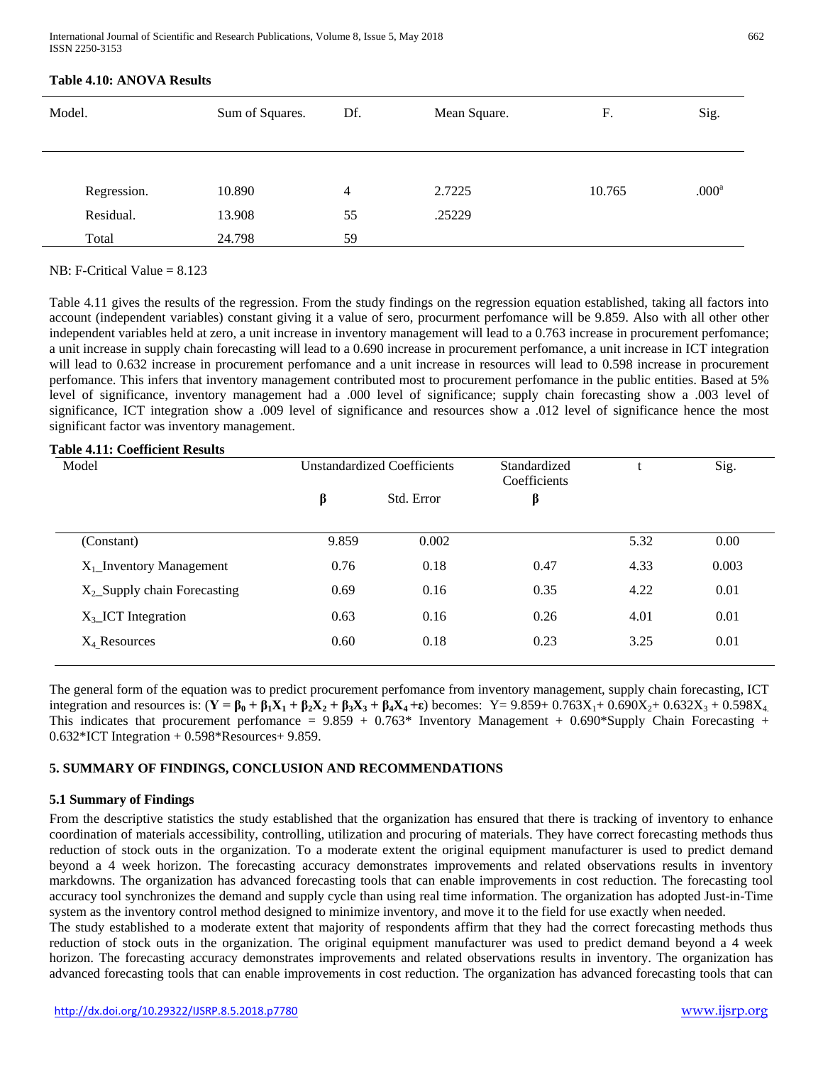**Table 4.10: ANOVA Results**

| Model. | Sum of Squares. | Df. | Mean Square. | F. | Sig. |
|---|---|---|---|---|---|
| Regression. | 10.890 | 4 | 2.7225 | 10.765 | .000[a] |
| Residual. | 13.908 | 55 | .25229 | | |
| Total | 24.798 | 59 | | | |

NB: F-Critical Value = 8.123

Table 4.11 gives the results of the regression. From the study findings on the regression equation established, taking all factors into account (independent variables) constant giving it a value of sero, procurment perfomance will be 9.859. Also with all other other independent variables held at zero, a unit increase in inventory management will lead to a 0.763 increase in procurement perfomance; a unit increase in supply chain forecasting will lead to a 0.690 increase in procurement perfomance, a unit increase in ICT integration will lead to 0.632 increase in procurement perfomance and a unit increase in resources will lead to 0.598 increase in procurement perfomance. This infers that inventory management contributed most to procurement perfomance in the public entities. Based at 5% level of significance, inventory management had a .000 level of significance; supply chain forecasting show a .003 level of significance, ICT integration show a .009 level of significance and resources show a .012 level of significance hence the most significant factor was inventory management.

**Table 4.11: Coefficient Results**

| Model | Unstandardized Coefficients | | Standardized Coefficients | t | Sig. |
|---|---|---|---|---|---|
| | β | Std. Error | β | | |
| (Constant) | 9.859 | 0.002 | | 5.32 | 0.00 |
| $X_1$_Inventory Management | 0.76 | 0.18 | 0.47 | 4.33 | 0.003 |
| $X_2$_Supply chain Forecasting | 0.69 | 0.16 | 0.35 | 4.22 | 0.01 |
| $X_3$_ICT Integration | 0.63 | 0.16 | 0.26 | 4.01 | 0.01 |
| $X_4$ Resources | 0.60 | 0.18 | 0.23 | 3.25 | 0.01 |

The general form of the equation was to predict procurement perfomance from inventory management, supply chain forecasting, ICT integration and resources is: ($\mathbf{Y = \beta_0 + \beta_1X_1 + \beta_2X_2 + \beta_3X_3 + \beta_4X_4 + \varepsilon}$) becomes: $Y = 9.859 + 0.763X_1 + 0.690X_2 + 0.632X_3 + 0.598X_4$. This indicates that procurement perfomance = 9.859 + 0.763* Inventory Management + 0.690*Supply Chain Forecasting + 0.632*ICT Integration + 0.598*Resources+ 9.859.

## 5. SUMMARY OF FINDINGS, CONCLUSION AND RECOMMENDATIONS

### 5.1 Summary of Findings

From the descriptive statistics the study established that the organization has ensured that there is tracking of inventory to enhance coordination of materials accessibility, controlling, utilization and procuring of materials. They have correct forecasting methods thus reduction of stock outs in the organization. To a moderate extent the original equipment manufacturer is used to predict demand beyond a 4 week horizon. The forecasting accuracy demonstrates improvements and related observations results in inventory markdowns. The organization has advanced forecasting tools that can enable improvements in cost reduction. The forecasting tool accuracy tool synchronizes the demand and supply cycle than using real time information. The organization has adopted Just-in-Time system as the inventory control method designed to minimize inventory, and move it to the field for use exactly when needed.

The study established to a moderate extent that majority of respondents affirm that they had the correct forecasting methods thus reduction of stock outs in the organization. The original equipment manufacturer was used to predict demand beyond a 4 week horizon. The forecasting accuracy demonstrates improvements and related observations results in inventory. The organization has advanced forecasting tools that can enable improvements in cost reduction. The organization has advanced forecasting tools that can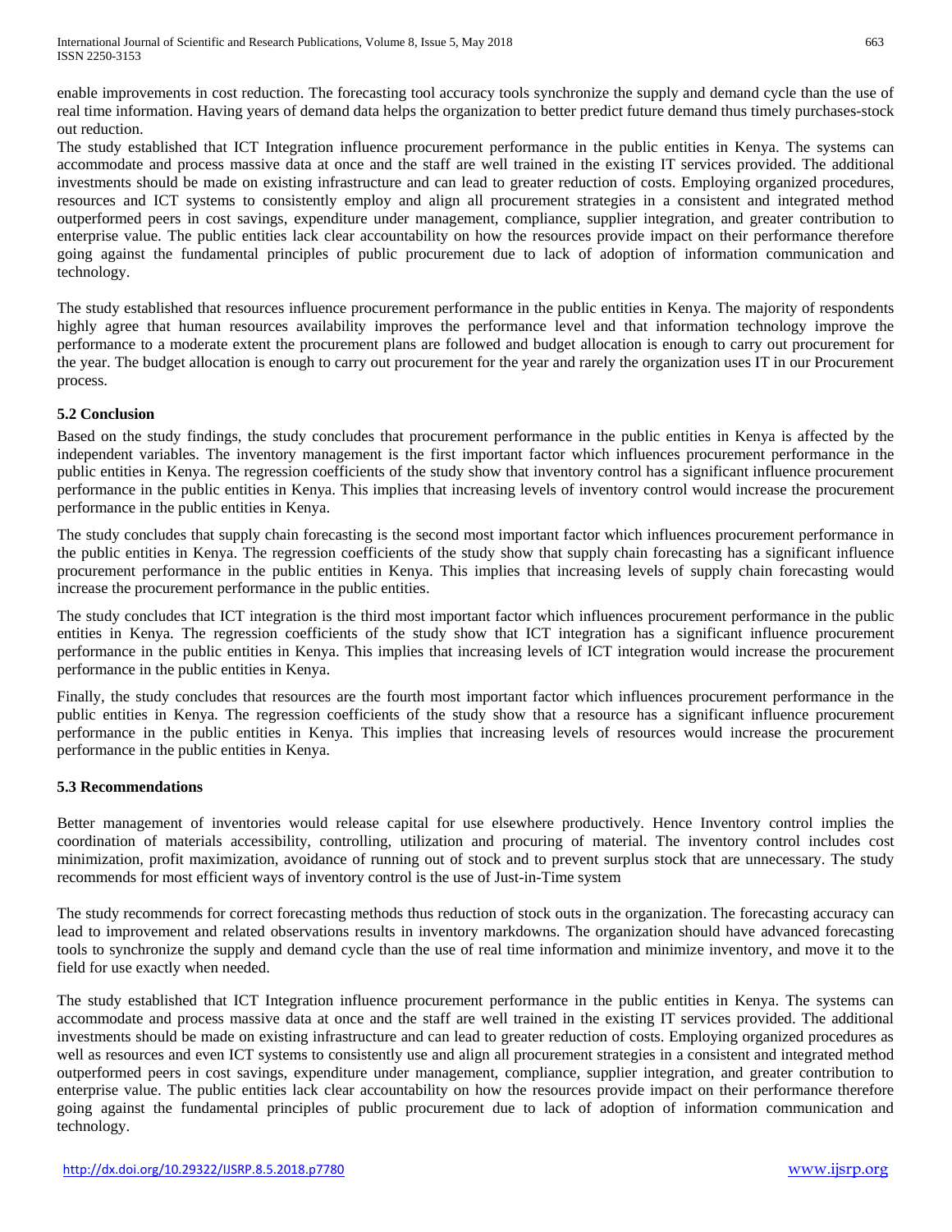enable improvements in cost reduction. The forecasting tool accuracy tools synchronize the supply and demand cycle than the use of real time information. Having years of demand data helps the organization to better predict future demand thus timely purchases-stock out reduction.

The study established that ICT Integration influence procurement performance in the public entities in Kenya. The systems can accommodate and process massive data at once and the staff are well trained in the existing IT services provided. The additional investments should be made on existing infrastructure and can lead to greater reduction of costs. Employing organized procedures, resources and ICT systems to consistently employ and align all procurement strategies in a consistent and integrated method outperformed peers in cost savings, expenditure under management, compliance, supplier integration, and greater contribution to enterprise value. The public entities lack clear accountability on how the resources provide impact on their performance therefore going against the fundamental principles of public procurement due to lack of adoption of information communication and technology.

The study established that resources influence procurement performance in the public entities in Kenya. The majority of respondents highly agree that human resources availability improves the performance level and that information technology improve the performance to a moderate extent the procurement plans are followed and budget allocation is enough to carry out procurement for the year. The budget allocation is enough to carry out procurement for the year and rarely the organization uses IT in our Procurement process.

### 5.2 Conclusion

Based on the study findings, the study concludes that procurement performance in the public entities in Kenya is affected by the independent variables. The inventory management is the first important factor which influences procurement performance in the public entities in Kenya. The regression coefficients of the study show that inventory control has a significant influence procurement performance in the public entities in Kenya. This implies that increasing levels of inventory control would increase the procurement performance in the public entities in Kenya.

The study concludes that supply chain forecasting is the second most important factor which influences procurement performance in the public entities in Kenya. The regression coefficients of the study show that supply chain forecasting has a significant influence procurement performance in the public entities in Kenya. This implies that increasing levels of supply chain forecasting would increase the procurement performance in the public entities.

The study concludes that ICT integration is the third most important factor which influences procurement performance in the public entities in Kenya. The regression coefficients of the study show that ICT integration has a significant influence procurement performance in the public entities in Kenya. This implies that increasing levels of ICT integration would increase the procurement performance in the public entities in Kenya.

Finally, the study concludes that resources are the fourth most important factor which influences procurement performance in the public entities in Kenya. The regression coefficients of the study show that a resource has a significant influence procurement performance in the public entities in Kenya. This implies that increasing levels of resources would increase the procurement performance in the public entities in Kenya.

### 5.3 Recommendations

Better management of inventories would release capital for use elsewhere productively. Hence Inventory control implies the coordination of materials accessibility, controlling, utilization and procuring of material. The inventory control includes cost minimization, profit maximization, avoidance of running out of stock and to prevent surplus stock that are unnecessary. The study recommends for most efficient ways of inventory control is the use of Just-in-Time system

The study recommends for correct forecasting methods thus reduction of stock outs in the organization. The forecasting accuracy can lead to improvement and related observations results in inventory markdowns. The organization should have advanced forecasting tools to synchronize the supply and demand cycle than the use of real time information and minimize inventory, and move it to the field for use exactly when needed.

The study established that ICT Integration influence procurement performance in the public entities in Kenya. The systems can accommodate and process massive data at once and the staff are well trained in the existing IT services provided. The additional investments should be made on existing infrastructure and can lead to greater reduction of costs. Employing organized procedures as well as resources and even ICT systems to consistently use and align all procurement strategies in a consistent and integrated method outperformed peers in cost savings, expenditure under management, compliance, supplier integration, and greater contribution to enterprise value. The public entities lack clear accountability on how the resources provide impact on their performance therefore going against the fundamental principles of public procurement due to lack of adoption of information communication and technology.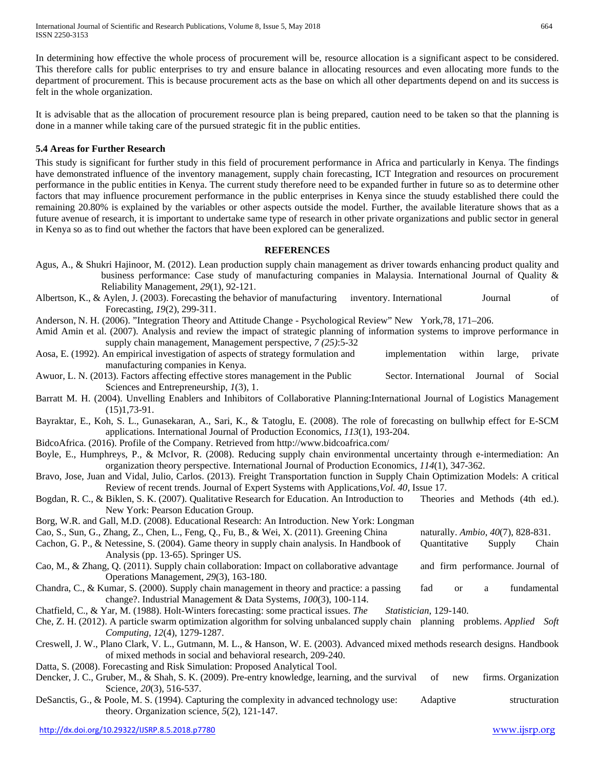In determining how effective the whole process of procurement will be, resource allocation is a significant aspect to be considered. This therefore calls for public enterprises to try and ensure balance in allocating resources and even allocating more funds to the department of procurement. This is because procurement acts as the base on which all other departments depend on and its success is felt in the whole organization.

It is advisable that as the allocation of procurement resource plan is being prepared, caution need to be taken so that the planning is done in a manner while taking care of the pursued strategic fit in the public entities.

### 5.4 Areas for Further Research

This study is significant for further study in this field of procurement performance in Africa and particularly in Kenya. The findings have demonstrated influence of the inventory management, supply chain forecasting, ICT Integration and resources on procurement performance in the public entities in Kenya. The current study therefore need to be expanded further in future so as to determine other factors that may influence procurement performance in the public enterprises in Kenya since the stuudy established there could the remaining 20.80% is explained by the variables or other aspects outside the model. Further, the available literature shows that as a future avenue of research, it is important to undertake same type of research in other private organizations and public sector in general in Kenya so as to find out whether the factors that have been explored can be generalized.

## REFERENCES

Agus, A., & Shukri Hajinoor, M. (2012). Lean production supply chain management as driver towards enhancing product quality and business performance: Case study of manufacturing companies in Malaysia. International Journal of Quality & Reliability Management, *29*(1), 92-121.

Albertson, K., & Aylen, J. (2003). Forecasting the behavior of manufacturing inventory. International Journal of Forecasting, *19*(2), 299-311.

Anderson, N. H. (2006). "Integration Theory and Attitude Change - Psychological Review" New York,78, 171–206.

Amid Amin et al. (2007). Analysis and review the impact of strategic planning of information systems to improve performance in supply chain management, Management perspective, *7 (25)*:5-32

Aosa, E. (1992). An empirical investigation of aspects of strategy formulation and implementation within large, private manufacturing companies in Kenya.

Awuor, L. N. (2013). Factors affecting effective stores management in the Public Sector. International Journal of Social Sciences and Entrepreneurship, *1*(3), 1.

Barratt M. H. (2004). Unvelling Enablers and Inhibitors of Collaborative Planning:International Journal of Logistics Management (15)1,73-91.

Bayraktar, E., Koh, S. L., Gunasekaran, A., Sari, K., & Tatoglu, E. (2008). The role of forecasting on bullwhip effect for E-SCM applications. International Journal of Production Economics, *113*(1), 193-204.

BidcoAfrica. (2016). Profile of the Company. Retrieved from http://www.bidcoafrica.com/

Boyle, E., Humphreys, P., & McIvor, R. (2008). Reducing supply chain environmental uncertainty through e-intermediation: An organization theory perspective. International Journal of Production Economics, *114*(1), 347-362.

Bravo, Jose, Juan and Vidal, Julio, Carlos. (2013). Freight Transportation function in Supply Chain Optimization Models: A critical Review of recent trends. Journal of Expert Systems with Applications,*Vol. 40,* Issue 17.

Bogdan, R. C., & Biklen, S. K. (2007). Qualitative Research for Education. An Introduction to Theories and Methods (4th ed.). New York: Pearson Education Group.

Borg, W.R. and Gall, M.D. (2008). Educational Research: An Introduction. New York: Longman

Cao, S., Sun, G., Zhang, Z., Chen, L., Feng, Q., Fu, B., & Wei, X. (2011). Greening China naturally. *Ambio*, *40*(7), 828-831.

Cachon, G. P., & Netessine, S. (2004). Game theory in supply chain analysis. In Handbook of Quantitative Supply Chain Analysis (pp. 13-65). Springer US.

Cao, M., & Zhang, Q. (2011). Supply chain collaboration: Impact on collaborative advantage and firm performance. Journal of Operations Management, *29*(3), 163-180.

Chandra, C., & Kumar, S. (2000). Supply chain management in theory and practice: a passing fad or a fundamental change?. Industrial Management & Data Systems, *100*(3), 100-114.

Chatfield, C., & Yar, M. (1988). Holt-Winters forecasting: some practical issues. *The Statistician*, 129-140.

Che, Z. H. (2012). A particle swarm optimization algorithm for solving unbalanced supply chain planning problems. *Applied Soft Computing*, *12*(4), 1279-1287.

Creswell, J. W., Plano Clark, V. L., Gutmann, M. L., & Hanson, W. E. (2003). Advanced mixed methods research designs. Handbook of mixed methods in social and behavioral research, 209-240.

Datta, S. (2008). Forecasting and Risk Simulation: Proposed Analytical Tool.

Dencker, J. C., Gruber, M., & Shah, S. K. (2009). Pre-entry knowledge, learning, and the survival of new firms. Organization Science, *20*(3), 516-537.

DeSanctis, G., & Poole, M. S. (1994). Capturing the complexity in advanced technology use: Adaptive structuration theory. Organization science, *5*(2), 121-147.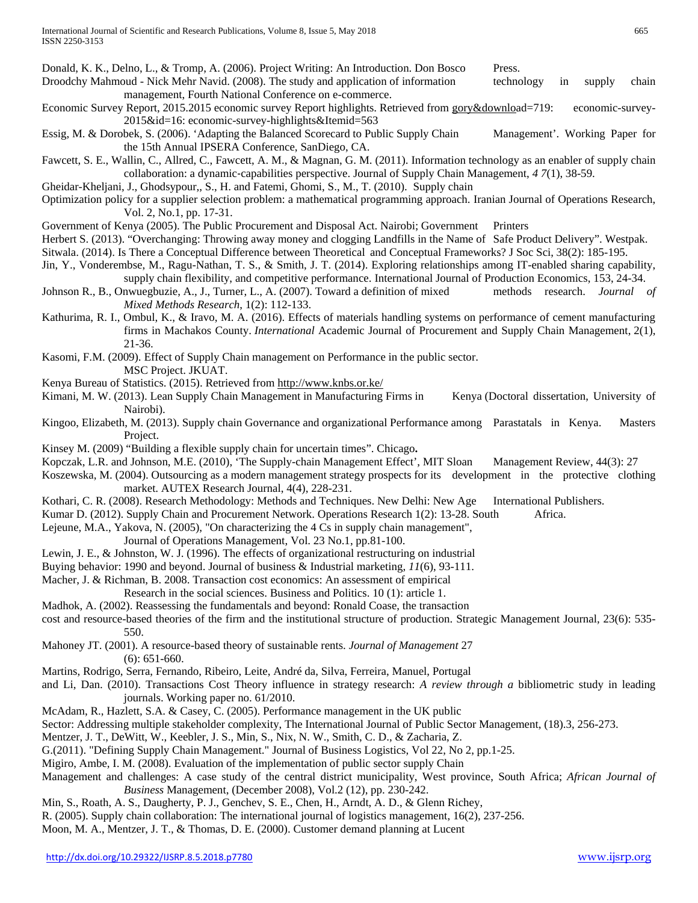Donald, K. K., Delno, L., & Tromp, A. (2006). Project Writing: An Introduction. Don Bosco Press.

Droodchy Mahmoud - Nick Mehr Navid. (2008). The study and application of information technology in supply chain management, Fourth National Conference on e-commerce.

Economic Survey Report, 2015.2015 economic survey Report highlights. Retrieved from gory&download=719: economic-survey-2015&id=16: economic-survey-highlights&Itemid=563

Essig, M. & Dorobek, S. (2006). 'Adapting the Balanced Scorecard to Public Supply Chain Management'. Working Paper for the 15th Annual IPSERA Conference, SanDiego, CA.

Fawcett, S. E., Wallin, C., Allred, C., Fawcett, A. M., & Magnan, G. M. (2011). Information technology as an enabler of supply chain collaboration: a dynamic‐capabilities perspective. Journal of Supply Chain Management, *4 7*(1), 38-59.

Gheidar-Kheljani, J., Ghodsypour,, S., H. and Fatemi, Ghomi, S., M., T. (2010). Supply chain Optimization policy for a supplier selection problem: a mathematical programming approach. Iranian Journal of Operations Research, Vol. 2, No.1, pp. 17-31.

Government of Kenya (2005). The Public Procurement and Disposal Act. Nairobi; Government Printers

Herbert S. (2013). "Overchanging: Throwing away money and clogging Landfills in the Name of Safe Product Delivery". Westpak.

Sitwala. (2014). Is There a Conceptual Difference between Theoretical and Conceptual Frameworks? J Soc Sci, 38(2): 185-195.

Jin, Y., Vonderembse, M., Ragu-Nathan, T. S., & Smith, J. T. (2014). Exploring relationships among IT-enabled sharing capability, supply chain flexibility, and competitive performance. International Journal of Production Economics, 153, 24-34.

Johnson R., B., Onwuegbuzie, A., J., Turner, L., A. (2007). Toward a definition of mixed methods research. *Journal of Mixed Methods Research,* 1(2): 112-133.

Kathurima, R. I., Ombul, K., & Iravo, M. A. (2016). Effects of materials handling systems on performance of cement manufacturing firms in Machakos County. *International* Academic Journal of Procurement and Supply Chain Management, 2(1), 21-36.

Kasomi, F.M. (2009). Effect of Supply Chain management on Performance in the public sector. MSC Project. JKUAT.

Kenya Bureau of Statistics. (2015). Retrieved from http://www.knbs.or.ke/

Kimani, M. W. (2013). Lean Supply Chain Management in Manufacturing Firms in Kenya (Doctoral dissertation, University of Nairobi).

Kingoo, Elizabeth, M. (2013). Supply chain Governance and organizational Performance among Parastatals in Kenya. Masters Project.

Kinsey M. (2009) "Building a flexible supply chain for uncertain times". Chicago**.**

Kopczak, L.R. and Johnson, M.E. (2010), 'The Supply-chain Management Effect', MIT Sloan Management Review, 44(3): 27

Koszewska, M. (2004). Outsourcing as a modern management strategy prospects for its development in the protective clothing market. AUTEX Research Journal, 4(4), 228-231.

Kothari, C. R. (2008). Research Methodology: Methods and Techniques. New Delhi: New Age International Publishers.

Kumar D. (2012). Supply Chain and Procurement Network. Operations Research 1(2): 13-28. South Africa.

Lejeune, M.A., Yakova, N. (2005), "On characterizing the 4 Cs in supply chain management", Journal of Operations Management, Vol. 23 No.1, pp.81-100.

Lewin, J. E., & Johnston, W. J. (1996). The effects of organizational restructuring on industrial Buying behavior: 1990 and beyond. Journal of business & Industrial marketing, *11*(6), 93-111.

Macher, J. & Richman, B. 2008. Transaction cost economics: An assessment of empirical Research in the social sciences. Business and Politics. 10 (1): article 1.

Madhok, A. (2002). Reassessing the fundamentals and beyond: Ronald Coase, the transaction cost and resource-based theories of the firm and the institutional structure of production. Strategic Management Journal, 23(6): 535-550.

Mahoney JT. (2001). A resource-based theory of sustainable rents. *Journal of Management* 27 (6): 651-660.

Martins, Rodrigo, Serra, Fernando, Ribeiro, Leite, André da, Silva, Ferreira, Manuel, Portugal and Li, Dan. (2010). Transactions Cost Theory influence in strategy research: *A review through a* bibliometric study in leading journals. Working paper no. 61/2010.

McAdam, R., Hazlett, S.A. & Casey, C. (2005). Performance management in the UK public Sector: Addressing multiple stakeholder complexity, The International Journal of Public Sector Management, (18).3, 256-273.

Mentzer, J. T., DeWitt, W., Keebler, J. S., Min, S., Nix, N. W., Smith, C. D., & Zacharia, Z. G.(2011). "Defining Supply Chain Management." Journal of Business Logistics, Vol 22, No 2, pp.1-25.

Migiro, Ambe, I. M. (2008). Evaluation of the implementation of public sector supply Chain Management and challenges: A case study of the central district municipality, West province, South Africa; *African Journal of Business* Management, (December 2008), Vol.2 (12), pp. 230-242.

Min, S., Roath, A. S., Daugherty, P. J., Genchev, S. E., Chen, H., Arndt, A. D., & Glenn Richey, R. (2005). Supply chain collaboration: The international journal of logistics management, 16(2), 237-256.

Moon, M. A., Mentzer, J. T., & Thomas, D. E. (2000). Customer demand planning at Lucent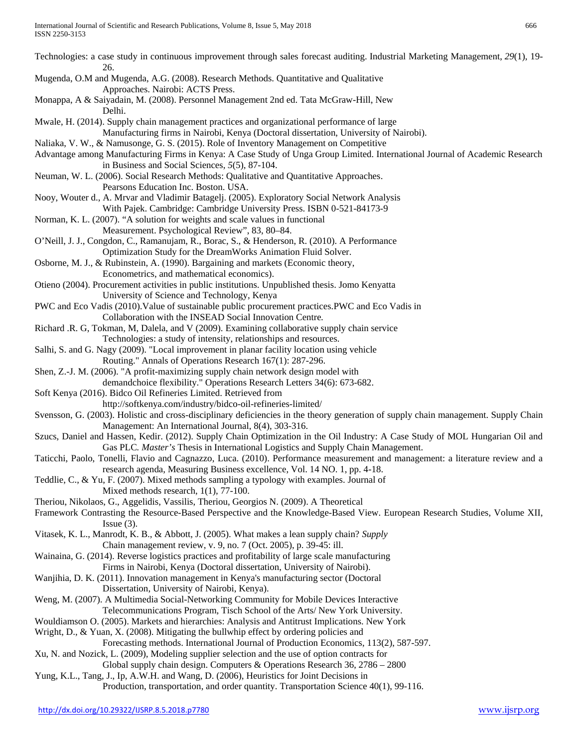Technologies: a case study in continuous improvement through sales forecast auditing. Industrial Marketing Management, *29*(1), 19-26.

Mugenda, O.M and Mugenda, A.G. (2008). Research Methods. Quantitative and Qualitative Approaches. Nairobi: ACTS Press.

Monappa, A & Saiyadain, M. (2008). Personnel Management 2nd ed. Tata McGraw-Hill, New Delhi.

Mwale, H. (2014). Supply chain management practices and organizational performance of large Manufacturing firms in Nairobi, Kenya (Doctoral dissertation, University of Nairobi).

Naliaka, V. W., & Namusonge, G. S. (2015). Role of Inventory Management on Competitive Advantage among Manufacturing Firms in Kenya: A Case Study of Unga Group Limited. International Journal of Academic Research in Business and Social Sciences, *5*(5), 87-104.

Neuman, W. L. (2006). Social Research Methods: Qualitative and Quantitative Approaches. Pearsons Education Inc. Boston. USA.

Nooy, Wouter d., A. Mrvar and Vladimir Batagelj. (2005). Exploratory Social Network Analysis With Pajek. Cambridge: Cambridge University Press. ISBN 0-521-84173-9

Norman, K. L. (2007). "A solution for weights and scale values in functional Measurement. Psychological Review", 83, 80–84.

O'Neill, J. J., Congdon, C., Ramanujam, R., Borac, S., & Henderson, R. (2010). A Performance Optimization Study for the DreamWorks Animation Fluid Solver.

Osborne, M. J., & Rubinstein, A. (1990). Bargaining and markets (Economic theory, Econometrics, and mathematical economics).

Otieno (2004). Procurement activities in public institutions. Unpublished thesis. Jomo Kenyatta University of Science and Technology, Kenya

PWC and Eco Vadis (2010).Value of sustainable public procurement practices.PWC and Eco Vadis in Collaboration with the INSEAD Social Innovation Centre.

Richard .R. G, Tokman, M, Dalela, and V (2009). Examining collaborative supply chain service Technologies: a study of intensity, relationships and resources.

Salhi, S. and G. Nagy (2009). "Local improvement in planar facility location using vehicle Routing." Annals of Operations Research 167(1): 287-296.

Shen, Z.-J. M. (2006). "A profit-maximizing supply chain network design model with demandchoice flexibility." Operations Research Letters 34(6): 673-682.

Soft Kenya (2016). Bidco Oil Refineries Limited. Retrieved from http://softkenya.com/industry/bidco-oil-refineries-limited/

Svensson, G. (2003). Holistic and cross-disciplinary deficiencies in the theory generation of supply chain management. Supply Chain Management: An International Journal, 8(4), 303-316.

Szucs, Daniel and Hassen, Kedir. (2012). Supply Chain Optimization in the Oil Industry: A Case Study of MOL Hungarian Oil and Gas PLC. *Master's* Thesis in International Logistics and Supply Chain Management.

Taticchi, Paolo, Tonelli, Flavio and Cagnazzo, Luca. (2010). Performance measurement and management: a literature review and a research agenda, Measuring Business excellence, Vol. 14 NO. 1, pp. 4-18.

Teddlie, C., & Yu, F. (2007). Mixed methods sampling a typology with examples. Journal of Mixed methods research, 1(1), 77-100.

Theriou, Nikolaos, G., Aggelidis, Vassilis, Theriou, Georgios N. (2009). A Theoretical Framework Contrasting the Resource-Based Perspective and the Knowledge-Based View. European Research Studies, Volume XII, Issue (3).

Vitasek, K. L., Manrodt, K. B., & Abbott, J. (2005). What makes a lean supply chain? *Supply* Chain management review, v. 9, no. 7 (Oct. 2005), p. 39-45: ill.

Wainaina, G. (2014). Reverse logistics practices and profitability of large scale manufacturing Firms in Nairobi, Kenya (Doctoral dissertation, University of Nairobi).

Wanjihia, D. K. (2011). Innovation management in Kenya's manufacturing sector (Doctoral Dissertation, University of Nairobi, Kenya).

Weng, M. (2007). A Multimedia Social-Networking Community for Mobile Devices Interactive Telecommunications Program, Tisch School of the Arts/ New York University.

Wouldiamson O. (2005). Markets and hierarchies: Analysis and Antitrust Implications. New York

Wright, D., & Yuan, X. (2008). Mitigating the bullwhip effect by ordering policies and Forecasting methods. International Journal of Production Economics, 113(2), 587-597.

Xu, N. and Nozick, L. (2009), Modeling supplier selection and the use of option contracts for Global supply chain design. Computers & Operations Research 36, 2786 – 2800

Yung, K.L., Tang, J., Ip, A.W.H. and Wang, D. (2006), Heuristics for Joint Decisions in Production, transportation, and order quantity. Transportation Science 40(1), 99-116.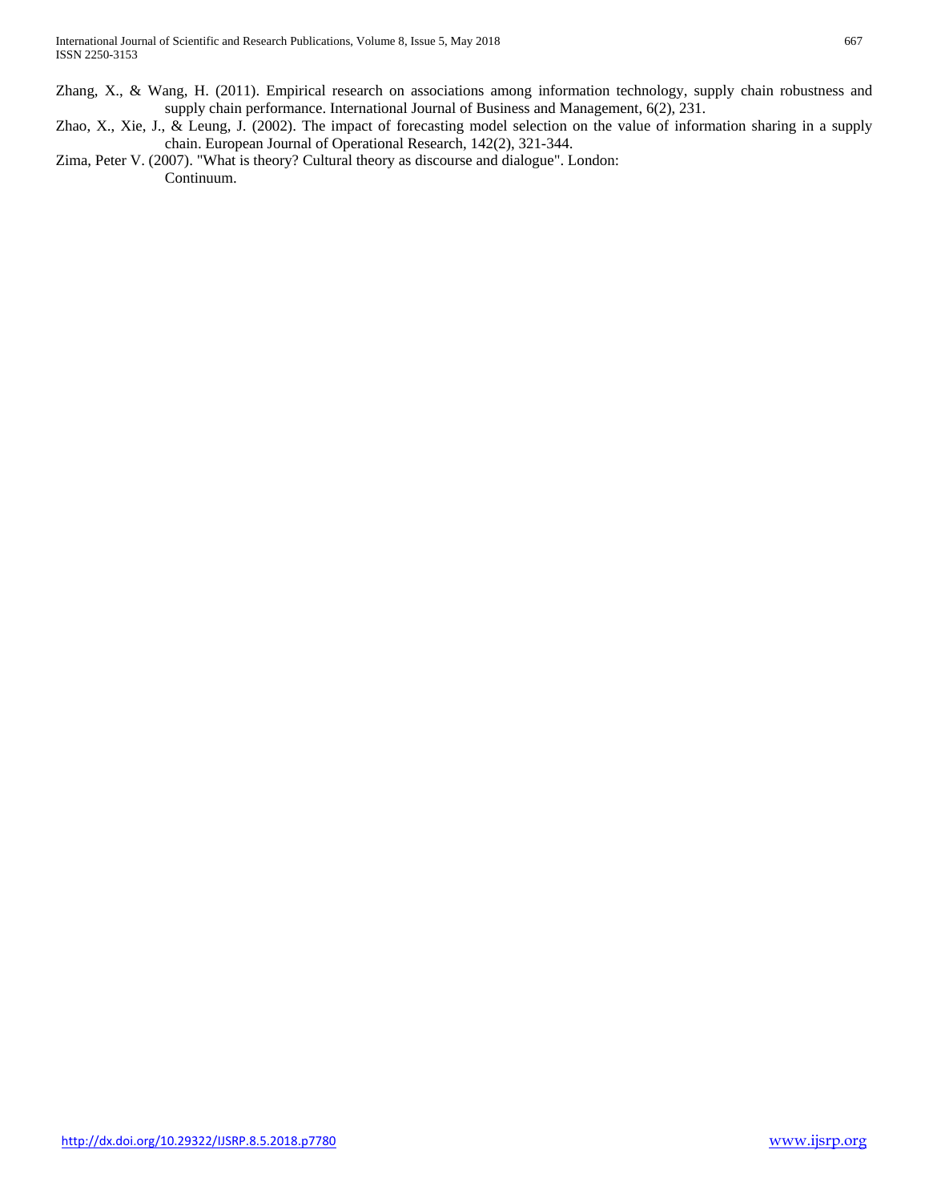Zhang, X., & Wang, H. (2011). Empirical research on associations among information technology, supply chain robustness and supply chain performance. International Journal of Business and Management, 6(2), 231.

Zhao, X., Xie, J., & Leung, J. (2002). The impact of forecasting model selection on the value of information sharing in a supply chain. European Journal of Operational Research, 142(2), 321-344.

Zima, Peter V. (2007). "What is theory? Cultural theory as discourse and dialogue". London: Continuum.